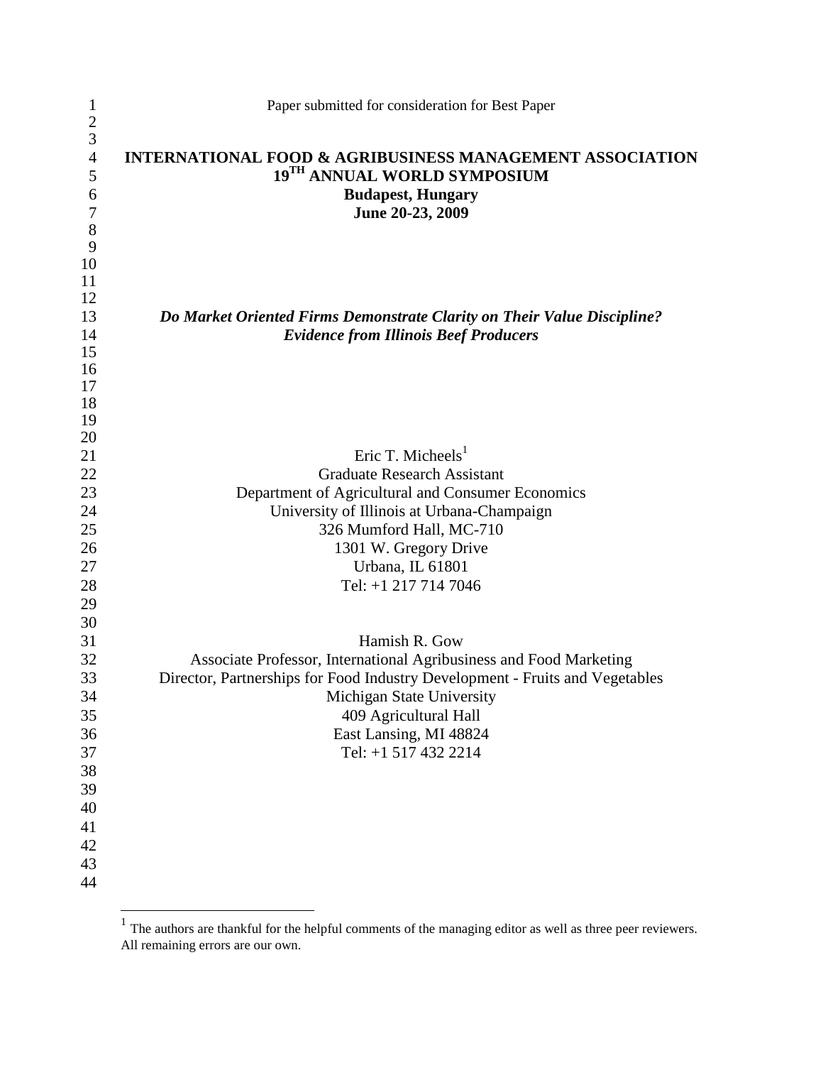Paper submitted for consideration for Best Paper

**INTERNATIONAL FOOD & AGRIBUSINESS MANAGEMENT ASSOCIATION**
**19[TH] ANNUAL WORLD SYMPOSIUM**
**Budapest, Hungary**
**June 20-23, 2009**

***Do Market Oriented Firms Demonstrate Clarity on Their Value Discipline?***
***Evidence from Illinois Beef Producers***

Eric T. Micheels[1]
Graduate Research Assistant
Department of Agricultural and Consumer Economics
University of Illinois at Urbana-Champaign
326 Mumford Hall, MC-710
1301 W. Gregory Drive
Urbana, IL 61801
Tel: +1 217 714 7046

Hamish R. Gow
Associate Professor, International Agribusiness and Food Marketing
Director, Partnerships for Food Industry Development - Fruits and Vegetables
Michigan State University
409 Agricultural Hall
East Lansing, MI 48824
Tel: +1 517 432 2214

[1] The authors are thankful for the helpful comments of the managing editor as well as three peer reviewers. All remaining errors are our own.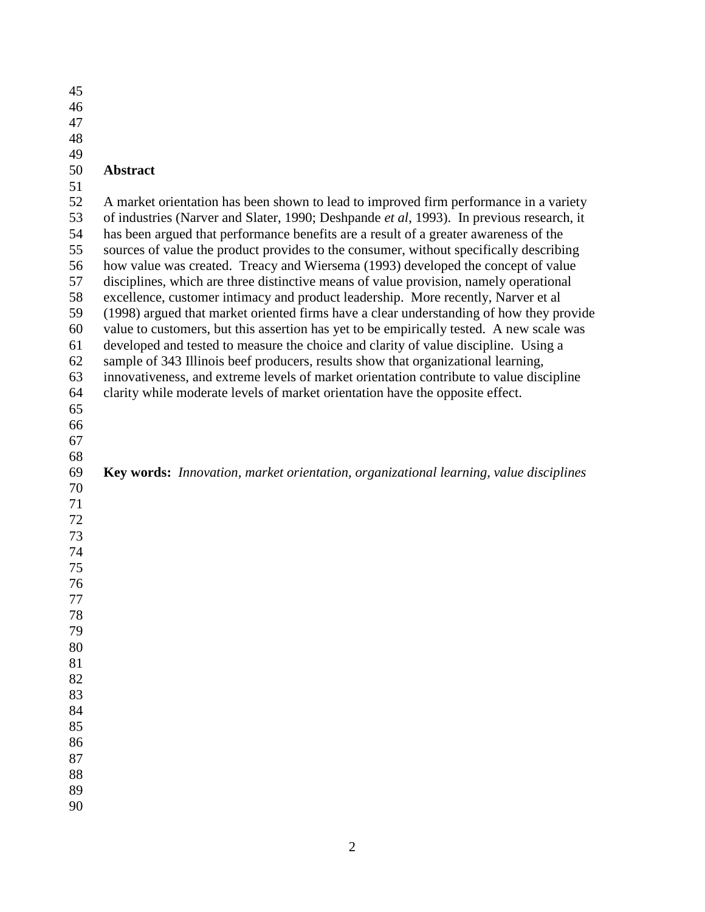## Abstract

A market orientation has been shown to lead to improved firm performance in a variety of industries (Narver and Slater, 1990; Deshpande *et al*, 1993). In previous research, it has been argued that performance benefits are a result of a greater awareness of the sources of value the product provides to the consumer, without specifically describing how value was created. Treacy and Wiersema (1993) developed the concept of value disciplines, which are three distinctive means of value provision, namely operational excellence, customer intimacy and product leadership. More recently, Narver et al (1998) argued that market oriented firms have a clear understanding of how they provide value to customers, but this assertion has yet to be empirically tested. A new scale was developed and tested to measure the choice and clarity of value discipline. Using a sample of 343 Illinois beef producers, results show that organizational learning, innovativeness, and extreme levels of market orientation contribute to value discipline clarity while moderate levels of market orientation have the opposite effect.

**Key words:** *Innovation, market orientation, organizational learning, value disciplines*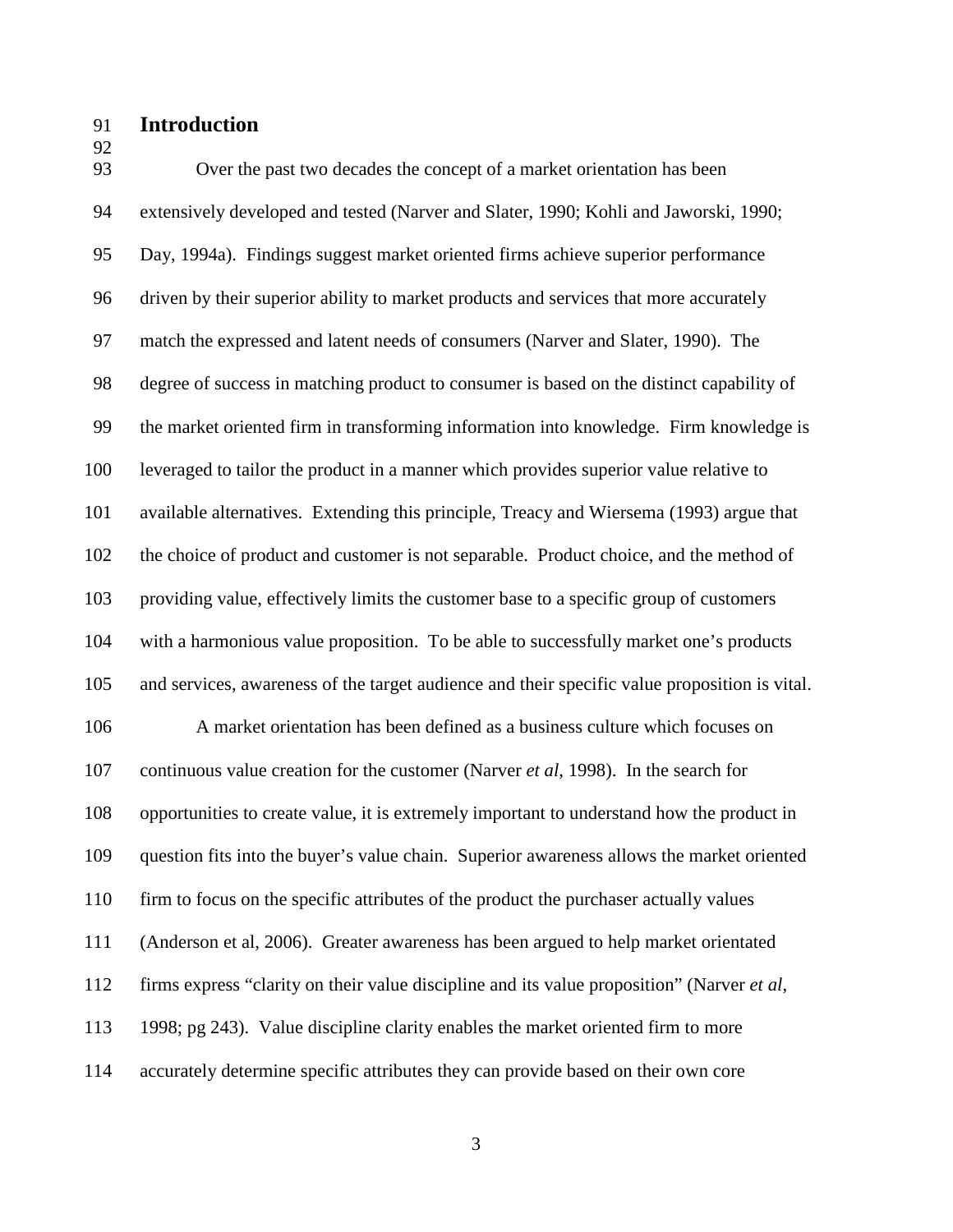## Introduction

Over the past two decades the concept of a market orientation has been extensively developed and tested (Narver and Slater, 1990; Kohli and Jaworski, 1990; Day, 1994a). Findings suggest market oriented firms achieve superior performance driven by their superior ability to market products and services that more accurately match the expressed and latent needs of consumers (Narver and Slater, 1990). The degree of success in matching product to consumer is based on the distinct capability of the market oriented firm in transforming information into knowledge. Firm knowledge is leveraged to tailor the product in a manner which provides superior value relative to available alternatives. Extending this principle, Treacy and Wiersema (1993) argue that the choice of product and customer is not separable. Product choice, and the method of providing value, effectively limits the customer base to a specific group of customers with a harmonious value proposition. To be able to successfully market one's products and services, awareness of the target audience and their specific value proposition is vital.

A market orientation has been defined as a business culture which focuses on continuous value creation for the customer (Narver *et al*, 1998). In the search for opportunities to create value, it is extremely important to understand how the product in question fits into the buyer's value chain. Superior awareness allows the market oriented firm to focus on the specific attributes of the product the purchaser actually values (Anderson et al, 2006). Greater awareness has been argued to help market orientated firms express "clarity on their value discipline and its value proposition" (Narver *et al*, 1998; pg 243). Value discipline clarity enables the market oriented firm to more accurately determine specific attributes they can provide based on their own core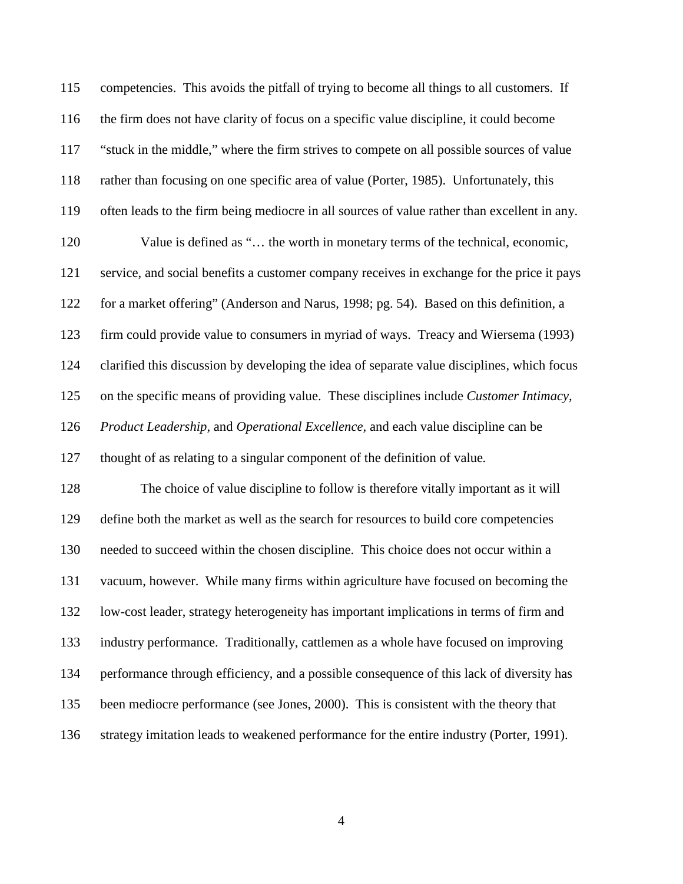competencies. This avoids the pitfall of trying to become all things to all customers. If the firm does not have clarity of focus on a specific value discipline, it could become "stuck in the middle," where the firm strives to compete on all possible sources of value rather than focusing on one specific area of value (Porter, 1985). Unfortunately, this often leads to the firm being mediocre in all sources of value rather than excellent in any.

Value is defined as "… the worth in monetary terms of the technical, economic, service, and social benefits a customer company receives in exchange for the price it pays for a market offering" (Anderson and Narus, 1998; pg. 54). Based on this definition, a firm could provide value to consumers in myriad of ways. Treacy and Wiersema (1993) clarified this discussion by developing the idea of separate value disciplines, which focus on the specific means of providing value. These disciplines include *Customer Intimacy, Product Leadership,* and *Operational Excellence,* and each value discipline can be thought of as relating to a singular component of the definition of value.

The choice of value discipline to follow is therefore vitally important as it will define both the market as well as the search for resources to build core competencies needed to succeed within the chosen discipline. This choice does not occur within a vacuum, however. While many firms within agriculture have focused on becoming the low-cost leader, strategy heterogeneity has important implications in terms of firm and industry performance. Traditionally, cattlemen as a whole have focused on improving performance through efficiency, and a possible consequence of this lack of diversity has been mediocre performance (see Jones, 2000). This is consistent with the theory that strategy imitation leads to weakened performance for the entire industry (Porter, 1991).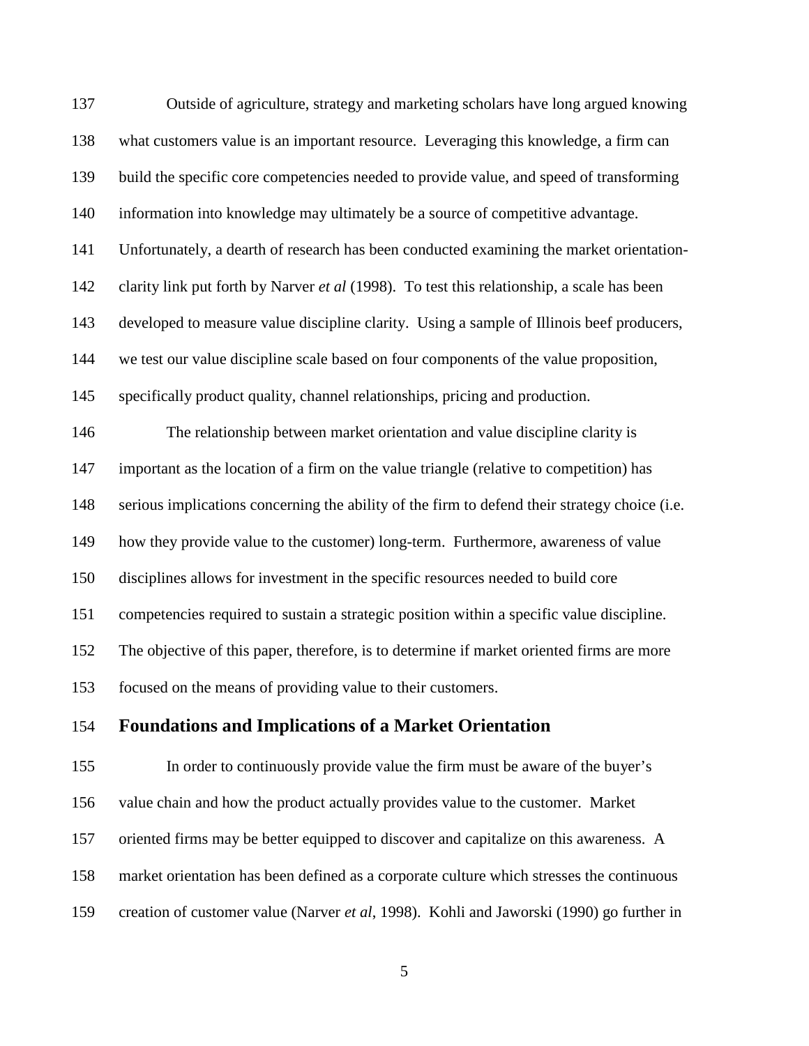Outside of agriculture, strategy and marketing scholars have long argued knowing what customers value is an important resource. Leveraging this knowledge, a firm can build the specific core competencies needed to provide value, and speed of transforming information into knowledge may ultimately be a source of competitive advantage. Unfortunately, a dearth of research has been conducted examining the market orientation-clarity link put forth by Narver *et al* (1998). To test this relationship, a scale has been developed to measure value discipline clarity. Using a sample of Illinois beef producers, we test our value discipline scale based on four components of the value proposition, specifically product quality, channel relationships, pricing and production.

The relationship between market orientation and value discipline clarity is important as the location of a firm on the value triangle (relative to competition) has serious implications concerning the ability of the firm to defend their strategy choice (i.e. how they provide value to the customer) long-term. Furthermore, awareness of value disciplines allows for investment in the specific resources needed to build core competencies required to sustain a strategic position within a specific value discipline. The objective of this paper, therefore, is to determine if market oriented firms are more focused on the means of providing value to their customers.

## Foundations and Implications of a Market Orientation

In order to continuously provide value the firm must be aware of the buyer's value chain and how the product actually provides value to the customer. Market oriented firms may be better equipped to discover and capitalize on this awareness. A market orientation has been defined as a corporate culture which stresses the continuous creation of customer value (Narver *et al*, 1998). Kohli and Jaworski (1990) go further in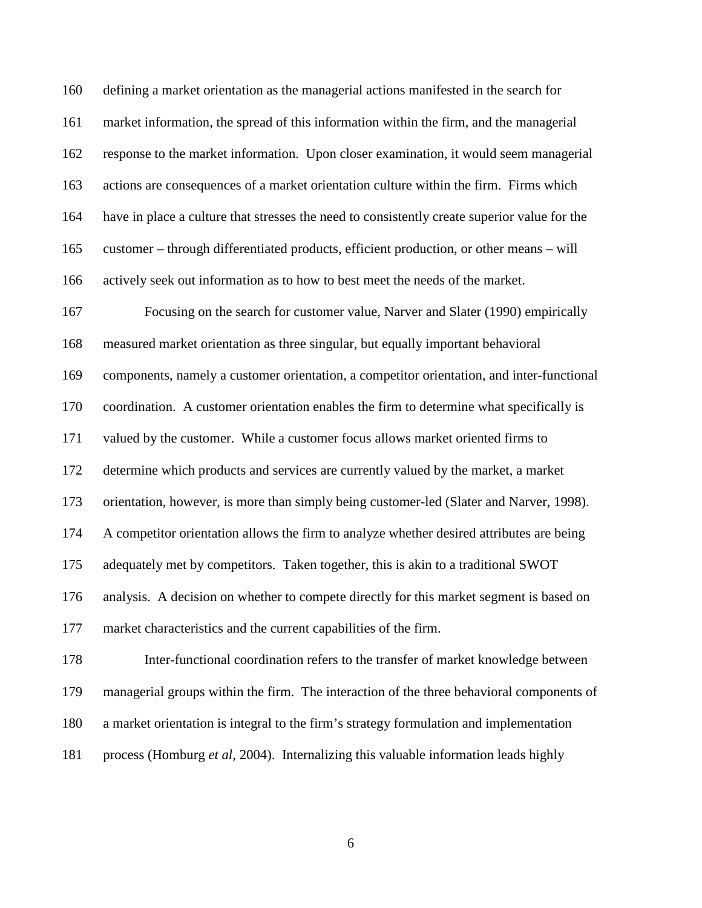defining a market orientation as the managerial actions manifested in the search for market information, the spread of this information within the firm, and the managerial response to the market information. Upon closer examination, it would seem managerial actions are consequences of a market orientation culture within the firm. Firms which have in place a culture that stresses the need to consistently create superior value for the customer – through differentiated products, efficient production, or other means – will actively seek out information as to how to best meet the needs of the market.

Focusing on the search for customer value, Narver and Slater (1990) empirically measured market orientation as three singular, but equally important behavioral components, namely a customer orientation, a competitor orientation, and inter-functional coordination. A customer orientation enables the firm to determine what specifically is valued by the customer. While a customer focus allows market oriented firms to determine which products and services are currently valued by the market, a market orientation, however, is more than simply being customer-led (Slater and Narver, 1998). A competitor orientation allows the firm to analyze whether desired attributes are being adequately met by competitors. Taken together, this is akin to a traditional SWOT analysis. A decision on whether to compete directly for this market segment is based on market characteristics and the current capabilities of the firm.

Inter-functional coordination refers to the transfer of market knowledge between managerial groups within the firm. The interaction of the three behavioral components of a market orientation is integral to the firm's strategy formulation and implementation process (Homburg *et al*, 2004). Internalizing this valuable information leads highly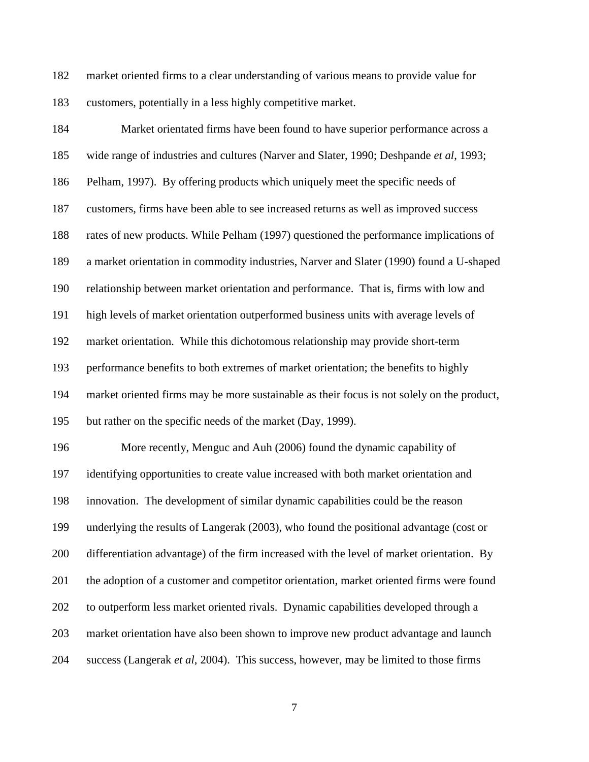market oriented firms to a clear understanding of various means to provide value for customers, potentially in a less highly competitive market.

Market orientated firms have been found to have superior performance across a wide range of industries and cultures (Narver and Slater, 1990; Deshpande *et al*, 1993; Pelham, 1997). By offering products which uniquely meet the specific needs of customers, firms have been able to see increased returns as well as improved success rates of new products. While Pelham (1997) questioned the performance implications of a market orientation in commodity industries, Narver and Slater (1990) found a U-shaped relationship between market orientation and performance. That is, firms with low and high levels of market orientation outperformed business units with average levels of market orientation. While this dichotomous relationship may provide short-term performance benefits to both extremes of market orientation; the benefits to highly market oriented firms may be more sustainable as their focus is not solely on the product, but rather on the specific needs of the market (Day, 1999).

More recently, Menguc and Auh (2006) found the dynamic capability of identifying opportunities to create value increased with both market orientation and innovation. The development of similar dynamic capabilities could be the reason underlying the results of Langerak (2003), who found the positional advantage (cost or differentiation advantage) of the firm increased with the level of market orientation. By the adoption of a customer and competitor orientation, market oriented firms were found to outperform less market oriented rivals. Dynamic capabilities developed through a market orientation have also been shown to improve new product advantage and launch success (Langerak *et al*, 2004). This success, however, may be limited to those firms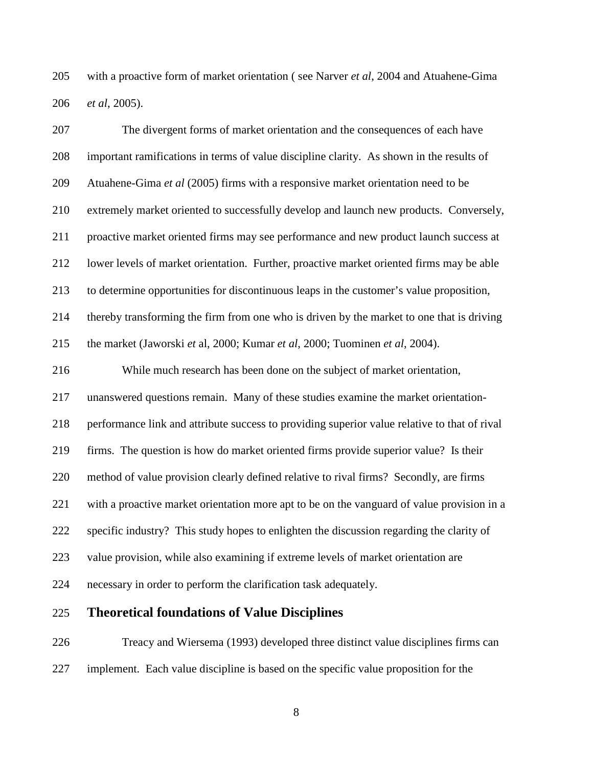with a proactive form of market orientation ( see Narver *et al*, 2004 and Atuahene-Gima *et al*, 2005).

The divergent forms of market orientation and the consequences of each have important ramifications in terms of value discipline clarity. As shown in the results of Atuahene-Gima *et al* (2005) firms with a responsive market orientation need to be extremely market oriented to successfully develop and launch new products. Conversely, proactive market oriented firms may see performance and new product launch success at lower levels of market orientation. Further, proactive market oriented firms may be able to determine opportunities for discontinuous leaps in the customer's value proposition, thereby transforming the firm from one who is driven by the market to one that is driving the market (Jaworski *et* al, 2000; Kumar *et al*, 2000; Tuominen *et al*, 2004).

While much research has been done on the subject of market orientation, unanswered questions remain. Many of these studies examine the market orientation-performance link and attribute success to providing superior value relative to that of rival firms. The question is how do market oriented firms provide superior value? Is their method of value provision clearly defined relative to rival firms? Secondly, are firms with a proactive market orientation more apt to be on the vanguard of value provision in a specific industry? This study hopes to enlighten the discussion regarding the clarity of value provision, while also examining if extreme levels of market orientation are necessary in order to perform the clarification task adequately.

## Theoretical foundations of Value Disciplines

Treacy and Wiersema (1993) developed three distinct value disciplines firms can implement. Each value discipline is based on the specific value proposition for the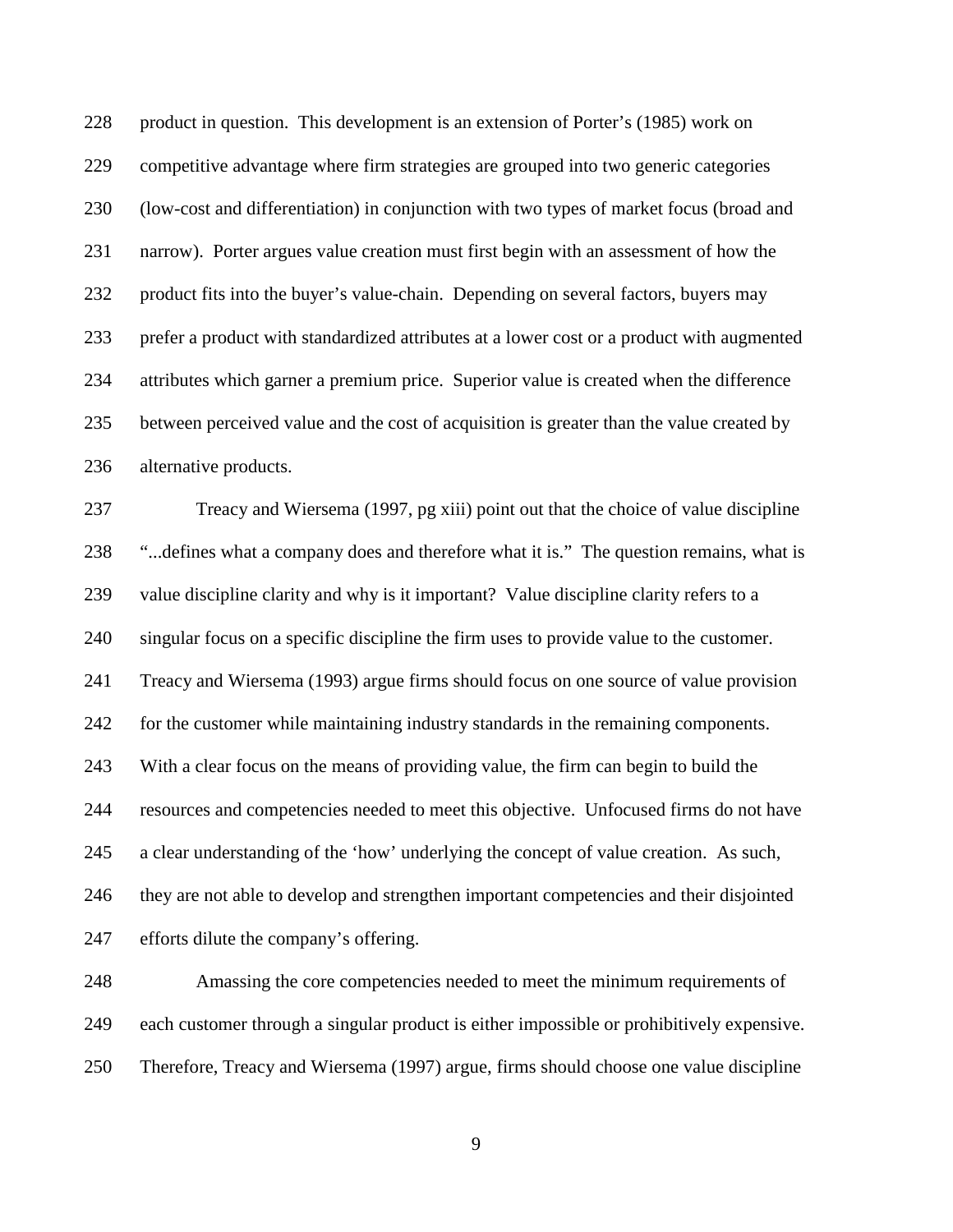product in question. This development is an extension of Porter's (1985) work on competitive advantage where firm strategies are grouped into two generic categories (low-cost and differentiation) in conjunction with two types of market focus (broad and narrow). Porter argues value creation must first begin with an assessment of how the product fits into the buyer's value-chain. Depending on several factors, buyers may prefer a product with standardized attributes at a lower cost or a product with augmented attributes which garner a premium price. Superior value is created when the difference between perceived value and the cost of acquisition is greater than the value created by alternative products.

Treacy and Wiersema (1997, pg xiii) point out that the choice of value discipline "...defines what a company does and therefore what it is." The question remains, what is value discipline clarity and why is it important? Value discipline clarity refers to a singular focus on a specific discipline the firm uses to provide value to the customer. Treacy and Wiersema (1993) argue firms should focus on one source of value provision for the customer while maintaining industry standards in the remaining components. With a clear focus on the means of providing value, the firm can begin to build the resources and competencies needed to meet this objective. Unfocused firms do not have a clear understanding of the 'how' underlying the concept of value creation. As such, they are not able to develop and strengthen important competencies and their disjointed efforts dilute the company's offering.

Amassing the core competencies needed to meet the minimum requirements of each customer through a singular product is either impossible or prohibitively expensive. Therefore, Treacy and Wiersema (1997) argue, firms should choose one value discipline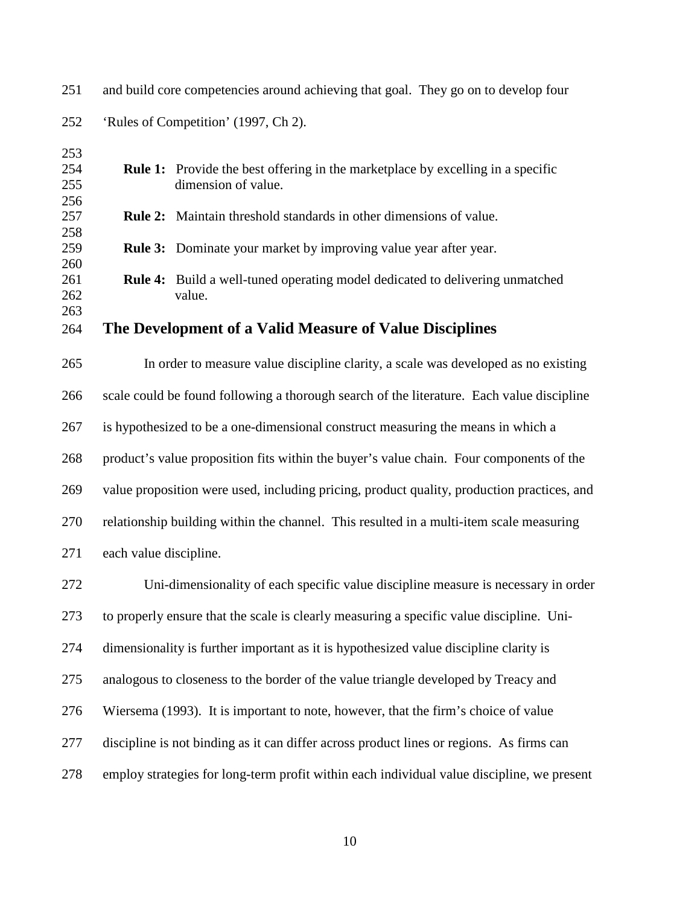and build core competencies around achieving that goal. They go on to develop four 'Rules of Competition' (1997, Ch 2).

> **Rule 1:** Provide the best offering in the marketplace by excelling in a specific dimension of value.
>
> **Rule 2:** Maintain threshold standards in other dimensions of value.
>
> **Rule 3:** Dominate your market by improving value year after year.
>
> **Rule 4:** Build a well-tuned operating model dedicated to delivering unmatched value.

## The Development of a Valid Measure of Value Disciplines

In order to measure value discipline clarity, a scale was developed as no existing scale could be found following a thorough search of the literature. Each value discipline is hypothesized to be a one-dimensional construct measuring the means in which a product's value proposition fits within the buyer's value chain. Four components of the value proposition were used, including pricing, product quality, production practices, and relationship building within the channel. This resulted in a multi-item scale measuring each value discipline.

Uni-dimensionality of each specific value discipline measure is necessary in order to properly ensure that the scale is clearly measuring a specific value discipline. Uni-dimensionality is further important as it is hypothesized value discipline clarity is analogous to closeness to the border of the value triangle developed by Treacy and Wiersema (1993). It is important to note, however, that the firm's choice of value discipline is not binding as it can differ across product lines or regions. As firms can employ strategies for long-term profit within each individual value discipline, we present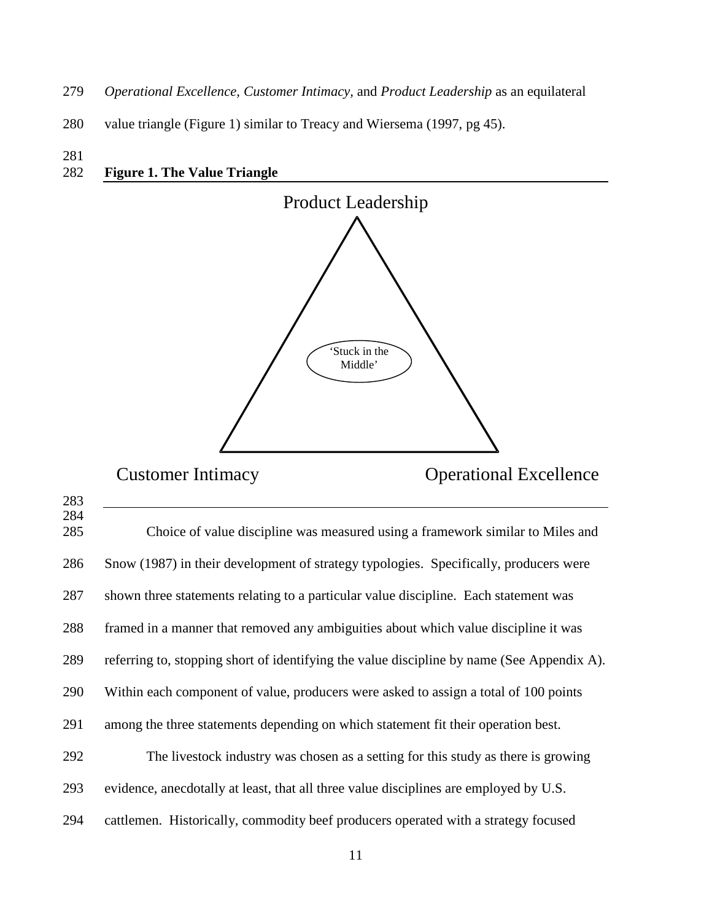*Operational Excellence, Customer Intimacy,* and *Product Leadership* as an equilateral value triangle (Figure 1) similar to Treacy and Wiersema (1997, pg 45).

**Figure 1. The Value Triangle**

Product Leadership

'Stuck in the Middle'

Customer Intimacy

Operational Excellence

Choice of value discipline was measured using a framework similar to Miles and Snow (1987) in their development of strategy typologies. Specifically, producers were shown three statements relating to a particular value discipline. Each statement was framed in a manner that removed any ambiguities about which value discipline it was referring to, stopping short of identifying the value discipline by name (See Appendix A). Within each component of value, producers were asked to assign a total of 100 points among the three statements depending on which statement fit their operation best.

The livestock industry was chosen as a setting for this study as there is growing evidence, anecdotally at least, that all three value disciplines are employed by U.S. cattlemen. Historically, commodity beef producers operated with a strategy focused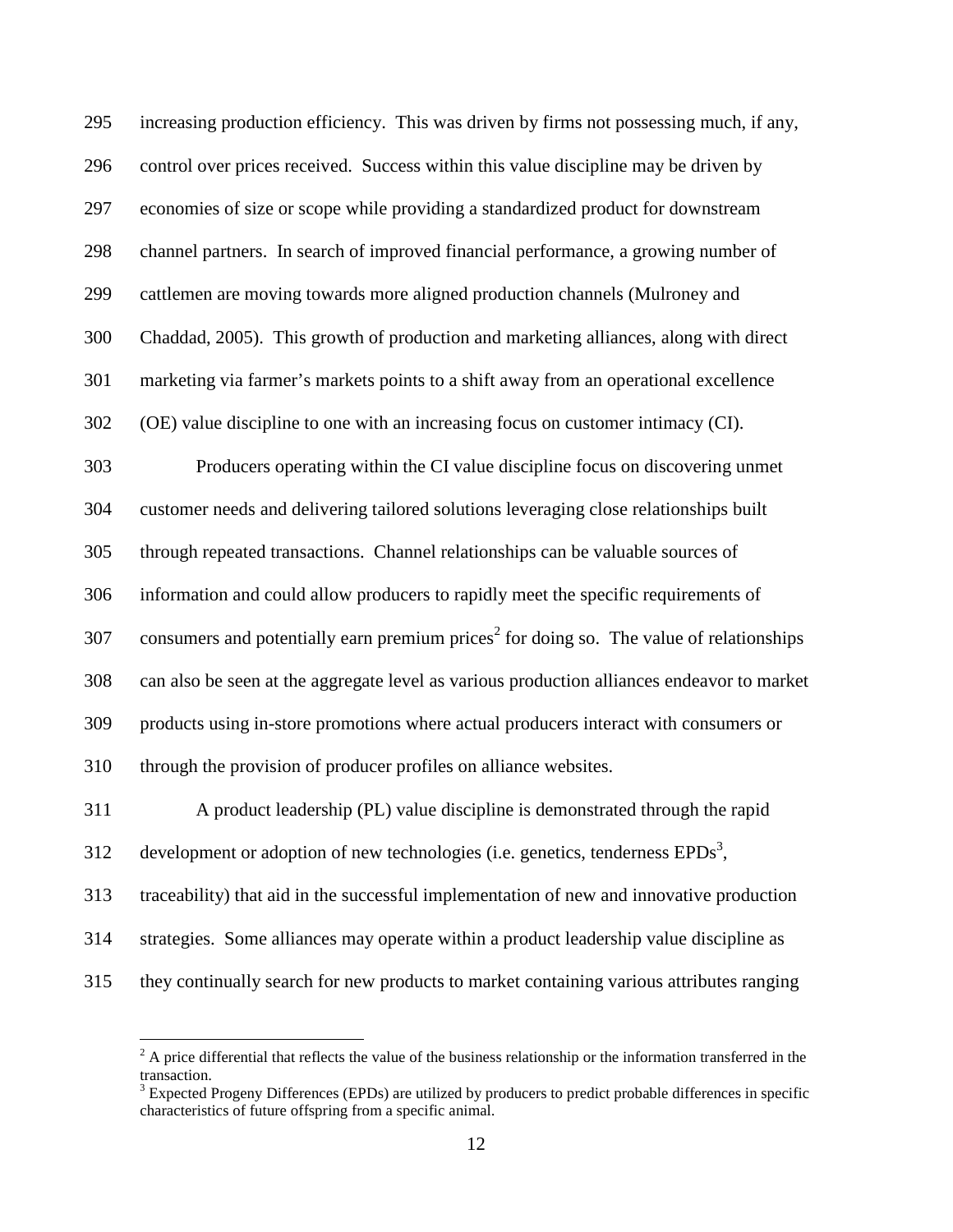increasing production efficiency. This was driven by firms not possessing much, if any, control over prices received. Success within this value discipline may be driven by economies of size or scope while providing a standardized product for downstream channel partners. In search of improved financial performance, a growing number of cattlemen are moving towards more aligned production channels (Mulroney and Chaddad, 2005). This growth of production and marketing alliances, along with direct marketing via farmer's markets points to a shift away from an operational excellence (OE) value discipline to one with an increasing focus on customer intimacy (CI).

Producers operating within the CI value discipline focus on discovering unmet customer needs and delivering tailored solutions leveraging close relationships built through repeated transactions. Channel relationships can be valuable sources of information and could allow producers to rapidly meet the specific requirements of consumers and potentially earn premium prices[2] for doing so. The value of relationships can also be seen at the aggregate level as various production alliances endeavor to market products using in-store promotions where actual producers interact with consumers or through the provision of producer profiles on alliance websites.

A product leadership (PL) value discipline is demonstrated through the rapid development or adoption of new technologies (i.e. genetics, tenderness EPDs[3], traceability) that aid in the successful implementation of new and innovative production strategies. Some alliances may operate within a product leadership value discipline as they continually search for new products to market containing various attributes ranging

---

[2] A price differential that reflects the value of the business relationship or the information transferred in the transaction.

[3] Expected Progeny Differences (EPDs) are utilized by producers to predict probable differences in specific characteristics of future offspring from a specific animal.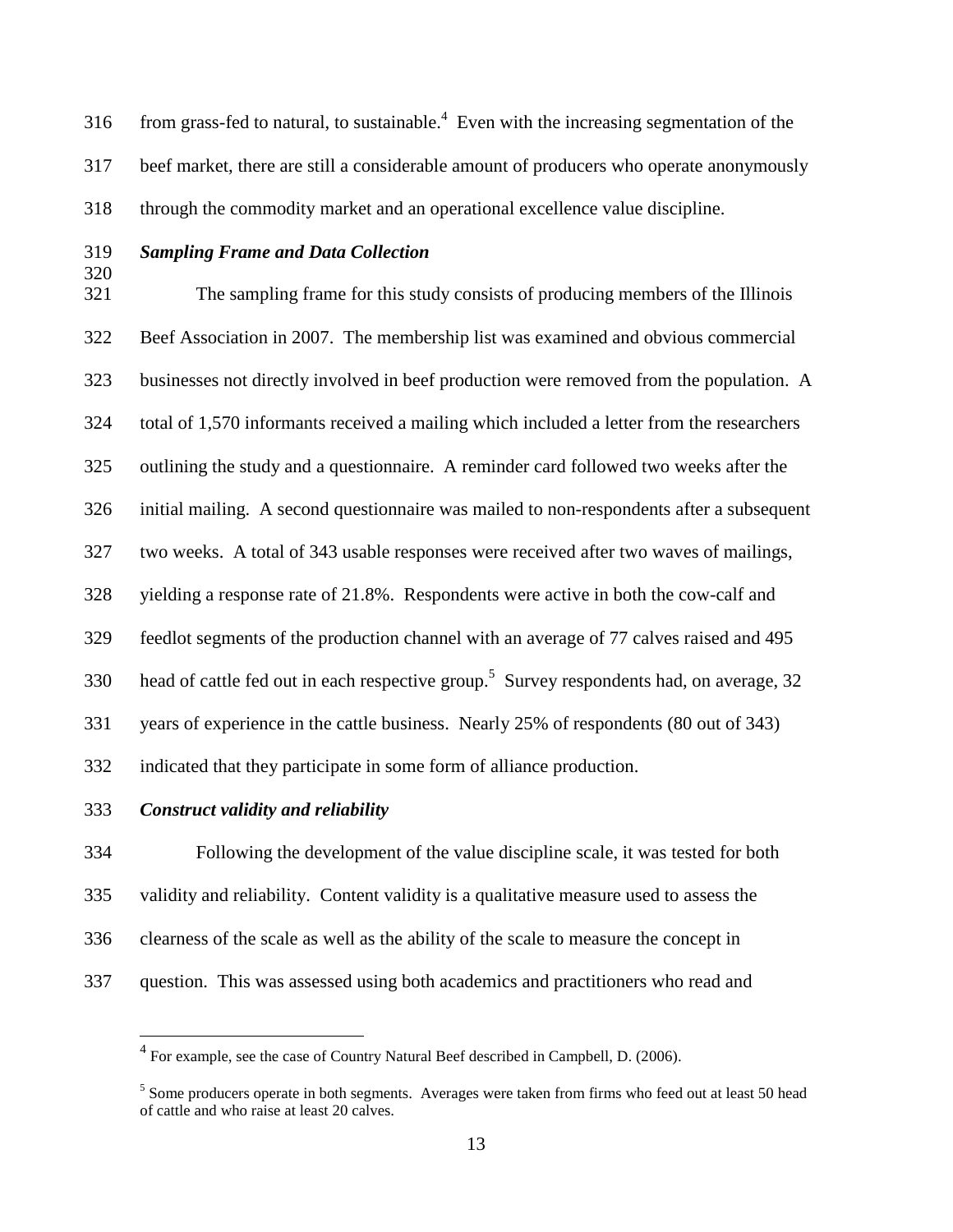from grass-fed to natural, to sustainable.[4] Even with the increasing segmentation of the beef market, there are still a considerable amount of producers who operate anonymously through the commodity market and an operational excellence value discipline.

***Sampling Frame and Data Collection***

The sampling frame for this study consists of producing members of the Illinois Beef Association in 2007. The membership list was examined and obvious commercial businesses not directly involved in beef production were removed from the population. A total of 1,570 informants received a mailing which included a letter from the researchers outlining the study and a questionnaire. A reminder card followed two weeks after the initial mailing. A second questionnaire was mailed to non-respondents after a subsequent two weeks. A total of 343 usable responses were received after two waves of mailings, yielding a response rate of 21.8%. Respondents were active in both the cow-calf and feedlot segments of the production channel with an average of 77 calves raised and 495 head of cattle fed out in each respective group.[5] Survey respondents had, on average, 32 years of experience in the cattle business. Nearly 25% of respondents (80 out of 343) indicated that they participate in some form of alliance production.

***Construct validity and reliability***

Following the development of the value discipline scale, it was tested for both validity and reliability. Content validity is a qualitative measure used to assess the clearness of the scale as well as the ability of the scale to measure the concept in question. This was assessed using both academics and practitioners who read and

---

[4] For example, see the case of Country Natural Beef described in Campbell, D. (2006).

[5] Some producers operate in both segments. Averages were taken from firms who feed out at least 50 head of cattle and who raise at least 20 calves.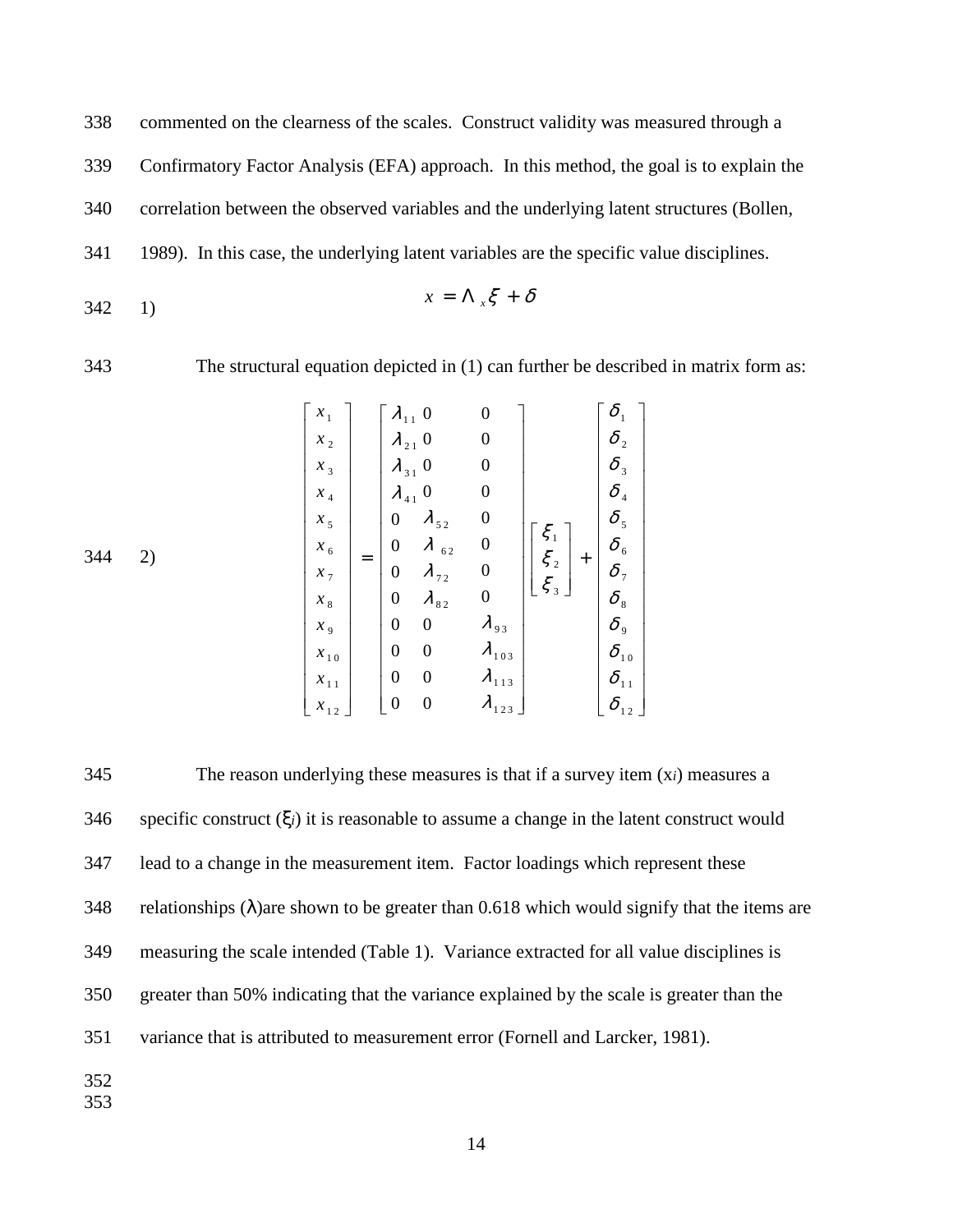commented on the clearness of the scales. Construct validity was measured through a Confirmatory Factor Analysis (EFA) approach. In this method, the goal is to explain the correlation between the observed variables and the underlying latent structures (Bollen, 1989). In this case, the underlying latent variables are the specific value disciplines.

1) $$x = \Lambda_x \xi + \delta$$

The structural equation depicted in (1) can further be described in matrix form as:

2)
$$\begin{bmatrix} x_1 \\ x_2 \\ x_3 \\ x_4 \\ x_5 \\ x_6 \\ x_7 \\ x_8 \\ x_9 \\ x_{10} \\ x_{11} \\ x_{12} \end{bmatrix} = \begin{bmatrix} \lambda_{11} & 0 & 0 \\ \lambda_{21} & 0 & 0 \\ \lambda_{31} & 0 & 0 \\ \lambda_{41} & 0 & 0 \\ 0 & \lambda_{52} & 0 \\ 0 & \lambda_{62} & 0 \\ 0 & \lambda_{72} & 0 \\ 0 & \lambda_{82} & 0 \\ 0 & 0 & \lambda_{93} \\ 0 & 0 & \lambda_{103} \\ 0 & 0 & \lambda_{113} \\ 0 & 0 & \lambda_{123} \end{bmatrix} \begin{bmatrix} \xi_1 \\ \xi_2 \\ \xi_3 \end{bmatrix} + \begin{bmatrix} \delta_1 \\ \delta_2 \\ \delta_3 \\ \delta_4 \\ \delta_5 \\ \delta_6 \\ \delta_7 \\ \delta_8 \\ \delta_9 \\ \delta_{10} \\ \delta_{11} \\ \delta_{12} \end{bmatrix}$$

The reason underlying these measures is that if a survey item ($x_i$) measures a specific construct ($\xi_i$) it is reasonable to assume a change in the latent construct would lead to a change in the measurement item. Factor loadings which represent these relationships ($\lambda$)are shown to be greater than 0.618 which would signify that the items are measuring the scale intended (Table 1). Variance extracted for all value disciplines is greater than 50% indicating that the variance explained by the scale is greater than the variance that is attributed to measurement error (Fornell and Larcker, 1981).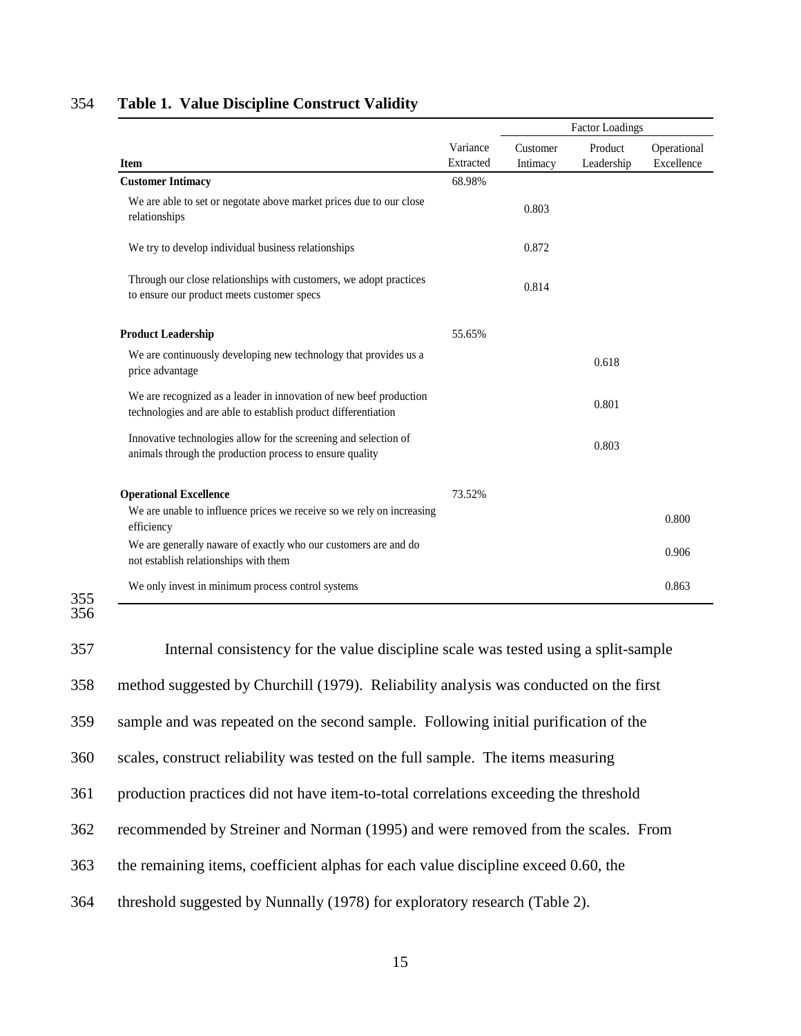**Table 1. Value Discipline Construct Validity**

| | | Factor Loadings | | |
|---|---|---|---|---|
| **Item** | Variance Extracted | Customer Intimacy | Product Leadership | Operational Excellence |
| **Customer Intimacy** | 68.98% | | | |
| We are able to set or negotate above market prices due to our close relationships | | 0.803 | | |
| We try to develop individual business relationships | | 0.872 | | |
| Through our close relationships with customers, we adopt practices to ensure our product meets customer specs | | 0.814 | | |
| **Product Leadership** | 55.65% | | | |
| We are continuously developing new technology that provides us a price advantage | | | 0.618 | |
| We are recognized as a leader in innovation of new beef production technologies and are able to establish product differentiation | | | 0.801 | |
| Innovative technologies allow for the screening and selection of animals through the production process to ensure quality | | | 0.803 | |
| **Operational Excellence** | 73.52% | | | |
| We are unable to influence prices we receive so we rely on increasing efficiency | | | | 0.800 |
| We are generally naware of exactly who our customers are and do not establish relationships with them | | | | 0.906 |
| We only invest in minimum process control systems | | | | 0.863 |

Internal consistency for the value discipline scale was tested using a split-sample method suggested by Churchill (1979). Reliability analysis was conducted on the first sample and was repeated on the second sample. Following initial purification of the scales, construct reliability was tested on the full sample. The items measuring production practices did not have item-to-total correlations exceeding the threshold recommended by Streiner and Norman (1995) and were removed from the scales. From the remaining items, coefficient alphas for each value discipline exceed 0.60, the threshold suggested by Nunnally (1978) for exploratory research (Table 2).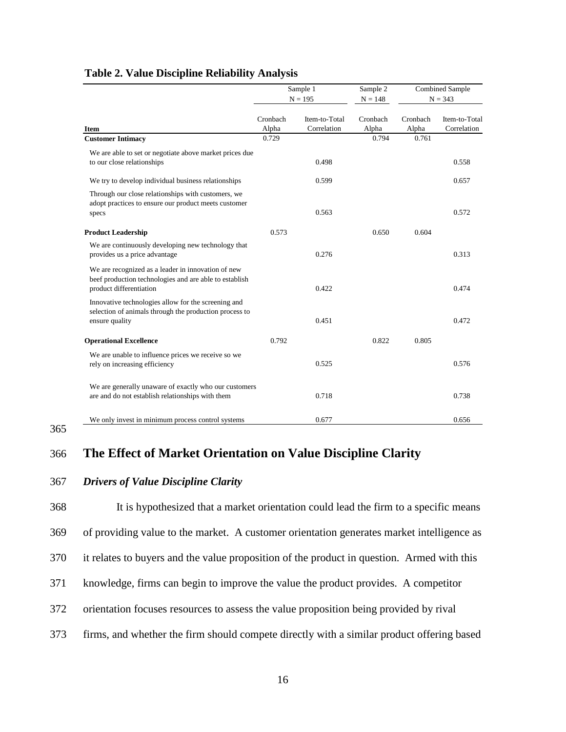**Table 2. Value Discipline Reliability Analysis**

| | Sample 1 N = 195 | | Sample 2 N = 148 | Combined Sample N = 343 | |
|---|---|---|---|---|---|
| **Item** | Cronbach Alpha | Item-to-Total Correlation | Cronbach Alpha | Cronbach Alpha | Item-to-Total Correlation |
| **Customer Intimacy** | 0.729 | | 0.794 | 0.761 | |
| We are able to set or negotiate above market prices due to our close relationships | | 0.498 | | | 0.558 |
| We try to develop individual business relationships | | 0.599 | | | 0.657 |
| Through our close relationships with customers, we adopt practices to ensure our product meets customer specs | | 0.563 | | | 0.572 |
| **Product Leadership** | 0.573 | | 0.650 | 0.604 | |
| We are continuously developing new technology that provides us a price advantage | | 0.276 | | | 0.313 |
| We are recognized as a leader in innovation of new beef production technologies and are able to establish product differentiation | | 0.422 | | | 0.474 |
| Innovative technologies allow for the screening and selection of animals through the production process to ensure quality | | 0.451 | | | 0.472 |
| **Operational Excellence** | 0.792 | | 0.822 | 0.805 | |
| We are unable to influence prices we receive so we rely on increasing efficiency | | 0.525 | | | 0.576 |
| We are generally unaware of exactly who our customers are and do not establish relationships with them | | 0.718 | | | 0.738 |
| We only invest in minimum process control systems | | 0.677 | | | 0.656 |

## The Effect of Market Orientation on Value Discipline Clarity

### *Drivers of Value Discipline Clarity*

It is hypothesized that a market orientation could lead the firm to a specific means of providing value to the market. A customer orientation generates market intelligence as it relates to buyers and the value proposition of the product in question. Armed with this knowledge, firms can begin to improve the value the product provides. A competitor orientation focuses resources to assess the value proposition being provided by rival firms, and whether the firm should compete directly with a similar product offering based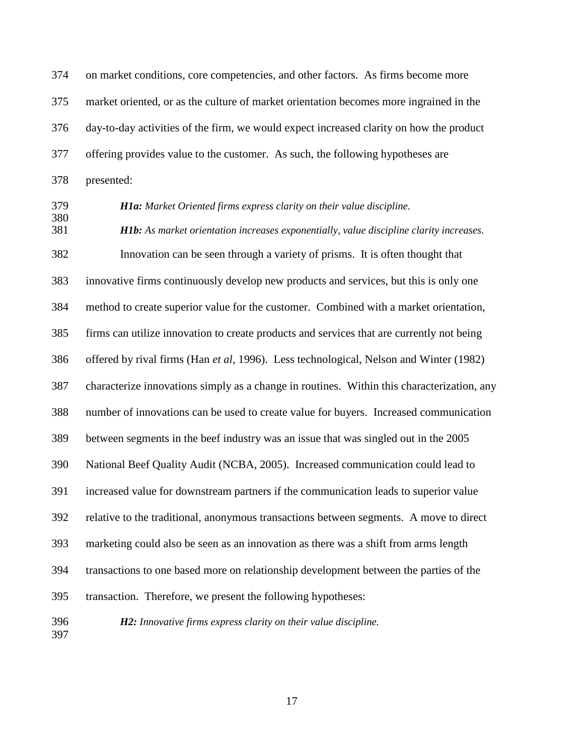on market conditions, core competencies, and other factors. As firms become more market oriented, or as the culture of market orientation becomes more ingrained in the day-to-day activities of the firm, we would expect increased clarity on how the product offering provides value to the customer. As such, the following hypotheses are presented:

***H1a:*** *Market Oriented firms express clarity on their value discipline.*

***H1b:*** *As market orientation increases exponentially, value discipline clarity increases.*

Innovation can be seen through a variety of prisms. It is often thought that innovative firms continuously develop new products and services, but this is only one method to create superior value for the customer. Combined with a market orientation, firms can utilize innovation to create products and services that are currently not being offered by rival firms (Han *et al*, 1996). Less technological, Nelson and Winter (1982) characterize innovations simply as a change in routines. Within this characterization, any number of innovations can be used to create value for buyers. Increased communication between segments in the beef industry was an issue that was singled out in the 2005 National Beef Quality Audit (NCBA, 2005). Increased communication could lead to increased value for downstream partners if the communication leads to superior value relative to the traditional, anonymous transactions between segments. A move to direct marketing could also be seen as an innovation as there was a shift from arms length transactions to one based more on relationship development between the parties of the transaction. Therefore, we present the following hypotheses:

***H2:*** *Innovative firms express clarity on their value discipline.*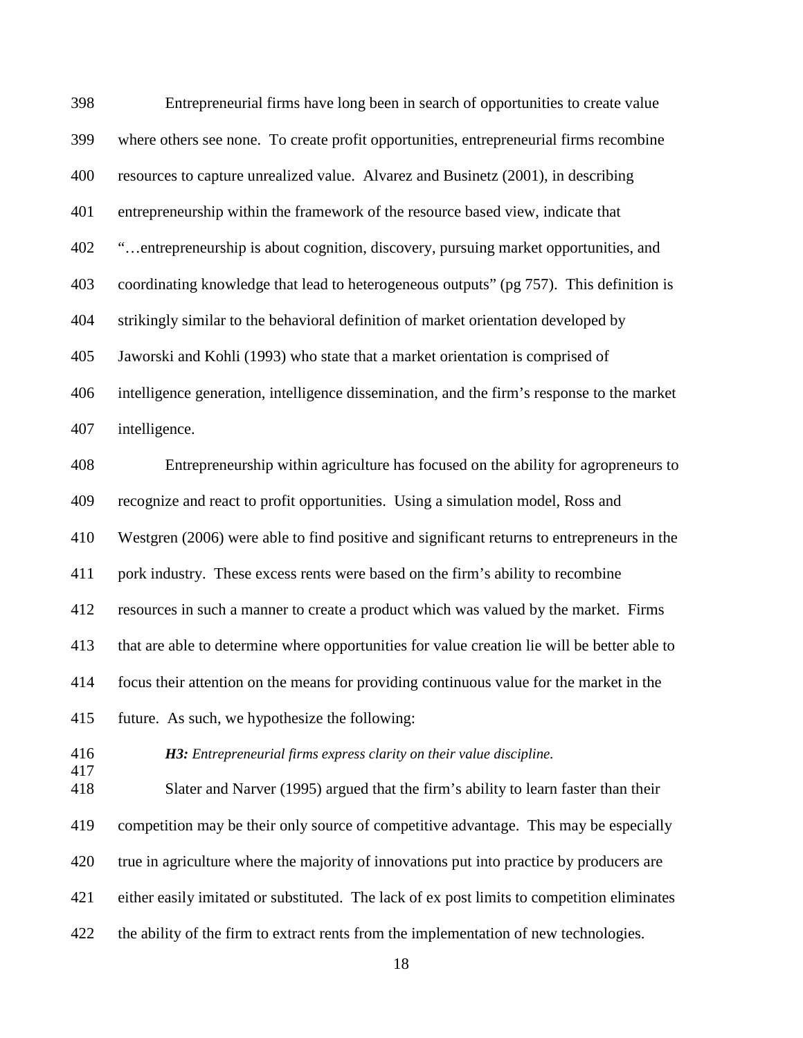Entrepreneurial firms have long been in search of opportunities to create value where others see none. To create profit opportunities, entrepreneurial firms recombine resources to capture unrealized value. Alvarez and Businetz (2001), in describing entrepreneurship within the framework of the resource based view, indicate that "…entrepreneurship is about cognition, discovery, pursuing market opportunities, and coordinating knowledge that lead to heterogeneous outputs" (pg 757). This definition is strikingly similar to the behavioral definition of market orientation developed by Jaworski and Kohli (1993) who state that a market orientation is comprised of intelligence generation, intelligence dissemination, and the firm's response to the market intelligence.

Entrepreneurship within agriculture has focused on the ability for agropreneurs to recognize and react to profit opportunities. Using a simulation model, Ross and Westgren (2006) were able to find positive and significant returns to entrepreneurs in the pork industry. These excess rents were based on the firm's ability to recombine resources in such a manner to create a product which was valued by the market. Firms that are able to determine where opportunities for value creation lie will be better able to focus their attention on the means for providing continuous value for the market in the future. As such, we hypothesize the following:

***H3:*** *Entrepreneurial firms express clarity on their value discipline.*

Slater and Narver (1995) argued that the firm's ability to learn faster than their competition may be their only source of competitive advantage. This may be especially true in agriculture where the majority of innovations put into practice by producers are either easily imitated or substituted. The lack of ex post limits to competition eliminates the ability of the firm to extract rents from the implementation of new technologies.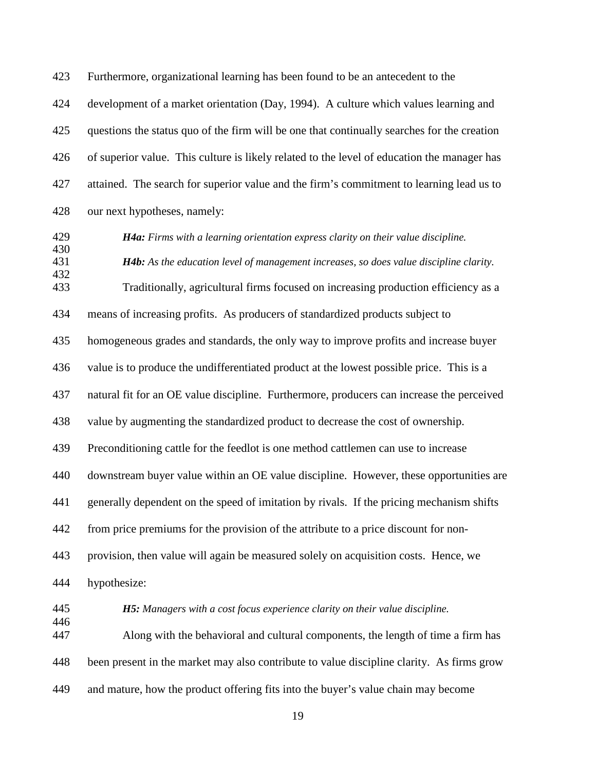Furthermore, organizational learning has been found to be an antecedent to the development of a market orientation (Day, 1994). A culture which values learning and questions the status quo of the firm will be one that continually searches for the creation of superior value. This culture is likely related to the level of education the manager has attained. The search for superior value and the firm's commitment to learning lead us to our next hypotheses, namely:

> ***H4a:*** *Firms with a learning orientation express clarity on their value discipline.*

> ***H4b:*** *As the education level of management increases, so does value discipline clarity.*

Traditionally, agricultural firms focused on increasing production efficiency as a means of increasing profits. As producers of standardized products subject to homogeneous grades and standards, the only way to improve profits and increase buyer value is to produce the undifferentiated product at the lowest possible price. This is a natural fit for an OE value discipline. Furthermore, producers can increase the perceived value by augmenting the standardized product to decrease the cost of ownership. Preconditioning cattle for the feedlot is one method cattlemen can use to increase downstream buyer value within an OE value discipline. However, these opportunities are generally dependent on the speed of imitation by rivals. If the pricing mechanism shifts from price premiums for the provision of the attribute to a price discount for non-provision, then value will again be measured solely on acquisition costs. Hence, we hypothesize:

> ***H5:*** *Managers with a cost focus experience clarity on their value discipline.*

Along with the behavioral and cultural components, the length of time a firm has been present in the market may also contribute to value discipline clarity. As firms grow and mature, how the product offering fits into the buyer's value chain may become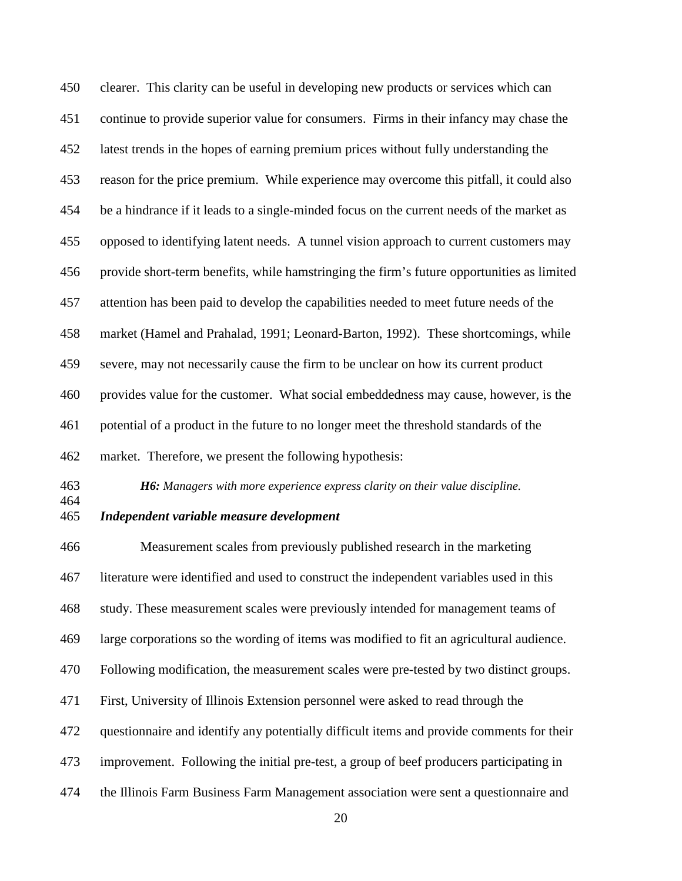clearer. This clarity can be useful in developing new products or services which can continue to provide superior value for consumers. Firms in their infancy may chase the latest trends in the hopes of earning premium prices without fully understanding the reason for the price premium. While experience may overcome this pitfall, it could also be a hindrance if it leads to a single-minded focus on the current needs of the market as opposed to identifying latent needs. A tunnel vision approach to current customers may provide short-term benefits, while hamstringing the firm's future opportunities as limited attention has been paid to develop the capabilities needed to meet future needs of the market (Hamel and Prahalad, 1991; Leonard-Barton, 1992). These shortcomings, while severe, may not necessarily cause the firm to be unclear on how its current product provides value for the customer. What social embeddedness may cause, however, is the potential of a product in the future to no longer meet the threshold standards of the market. Therefore, we present the following hypothesis:

> ***H6:*** *Managers with more experience express clarity on their value discipline.*

### *Independent variable measure development*

Measurement scales from previously published research in the marketing literature were identified and used to construct the independent variables used in this study. These measurement scales were previously intended for management teams of large corporations so the wording of items was modified to fit an agricultural audience. Following modification, the measurement scales were pre-tested by two distinct groups. First, University of Illinois Extension personnel were asked to read through the questionnaire and identify any potentially difficult items and provide comments for their improvement. Following the initial pre-test, a group of beef producers participating in the Illinois Farm Business Farm Management association were sent a questionnaire and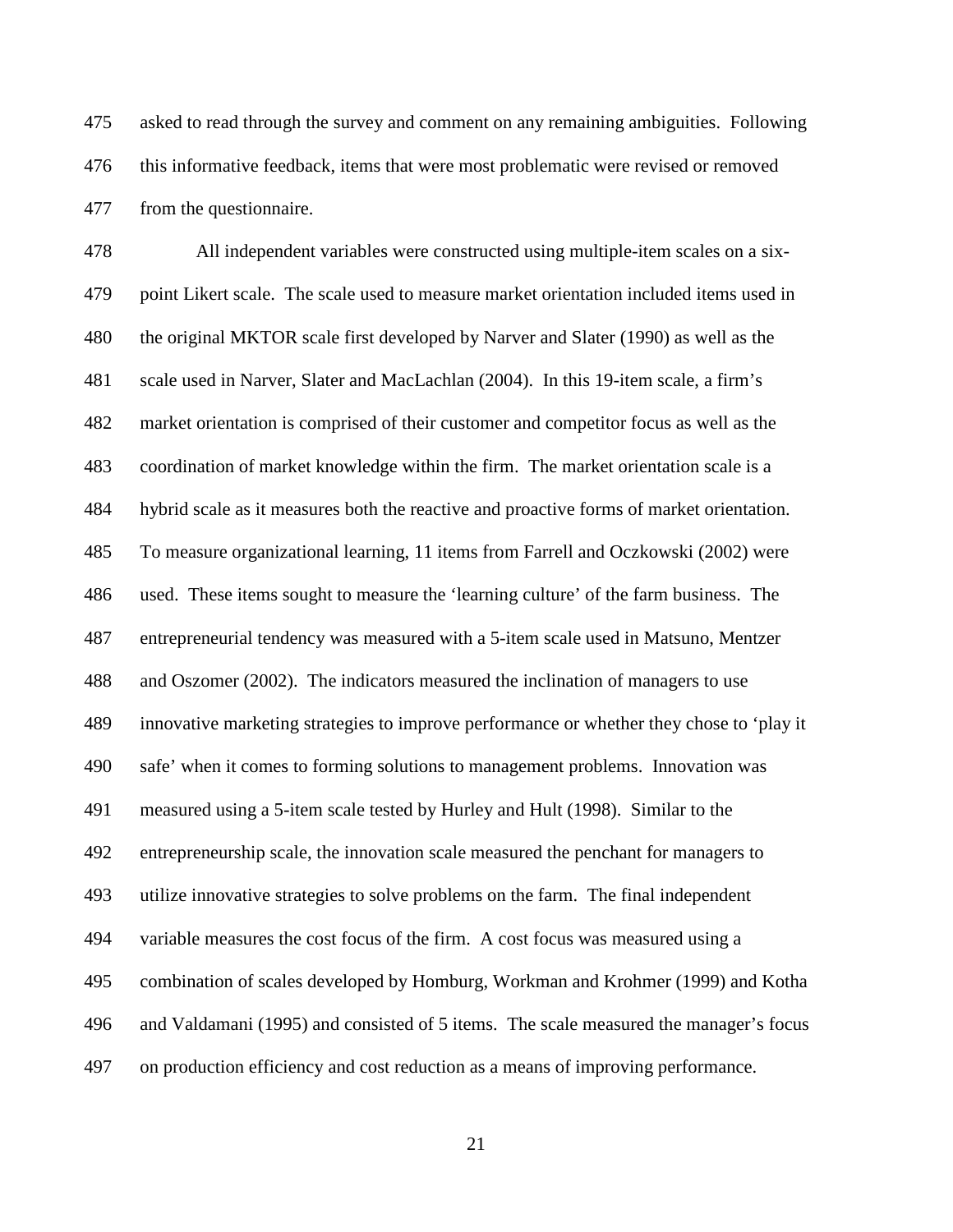asked to read through the survey and comment on any remaining ambiguities. Following this informative feedback, items that were most problematic were revised or removed from the questionnaire.

All independent variables were constructed using multiple-item scales on a six-point Likert scale. The scale used to measure market orientation included items used in the original MKTOR scale first developed by Narver and Slater (1990) as well as the scale used in Narver, Slater and MacLachlan (2004). In this 19-item scale, a firm's market orientation is comprised of their customer and competitor focus as well as the coordination of market knowledge within the firm. The market orientation scale is a hybrid scale as it measures both the reactive and proactive forms of market orientation. To measure organizational learning, 11 items from Farrell and Oczkowski (2002) were used. These items sought to measure the 'learning culture' of the farm business. The entrepreneurial tendency was measured with a 5-item scale used in Matsuno, Mentzer and Oszomer (2002). The indicators measured the inclination of managers to use innovative marketing strategies to improve performance or whether they chose to 'play it safe' when it comes to forming solutions to management problems. Innovation was measured using a 5-item scale tested by Hurley and Hult (1998). Similar to the entrepreneurship scale, the innovation scale measured the penchant for managers to utilize innovative strategies to solve problems on the farm. The final independent variable measures the cost focus of the firm. A cost focus was measured using a combination of scales developed by Homburg, Workman and Krohmer (1999) and Kotha and Valdamani (1995) and consisted of 5 items. The scale measured the manager's focus on production efficiency and cost reduction as a means of improving performance.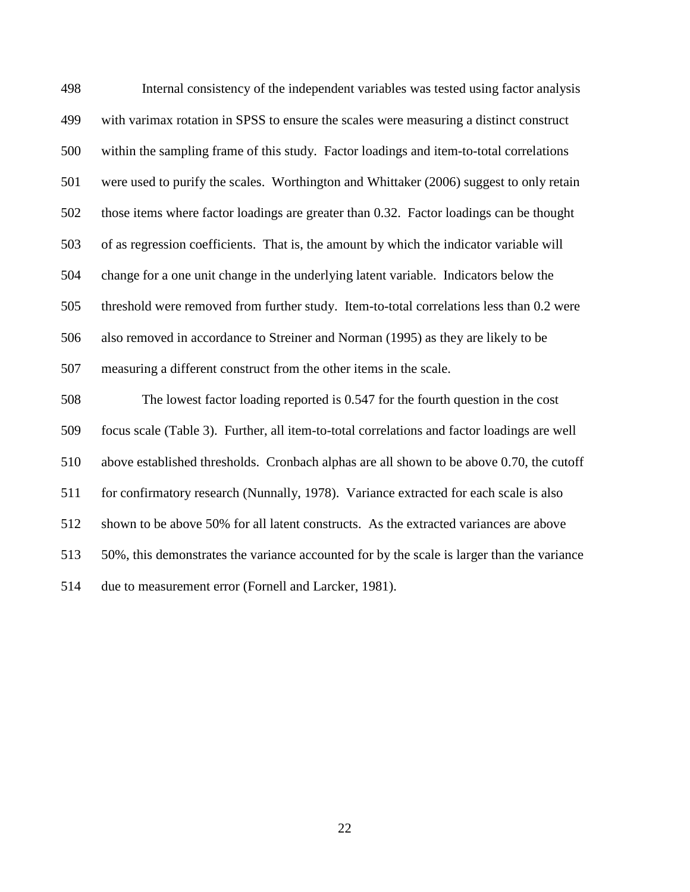Internal consistency of the independent variables was tested using factor analysis with varimax rotation in SPSS to ensure the scales were measuring a distinct construct within the sampling frame of this study. Factor loadings and item-to-total correlations were used to purify the scales. Worthington and Whittaker (2006) suggest to only retain those items where factor loadings are greater than 0.32. Factor loadings can be thought of as regression coefficients. That is, the amount by which the indicator variable will change for a one unit change in the underlying latent variable. Indicators below the threshold were removed from further study. Item-to-total correlations less than 0.2 were also removed in accordance to Streiner and Norman (1995) as they are likely to be measuring a different construct from the other items in the scale.

The lowest factor loading reported is 0.547 for the fourth question in the cost focus scale (Table 3). Further, all item-to-total correlations and factor loadings are well above established thresholds. Cronbach alphas are all shown to be above 0.70, the cutoff for confirmatory research (Nunnally, 1978). Variance extracted for each scale is also shown to be above 50% for all latent constructs. As the extracted variances are above 50%, this demonstrates the variance accounted for by the scale is larger than the variance due to measurement error (Fornell and Larcker, 1981).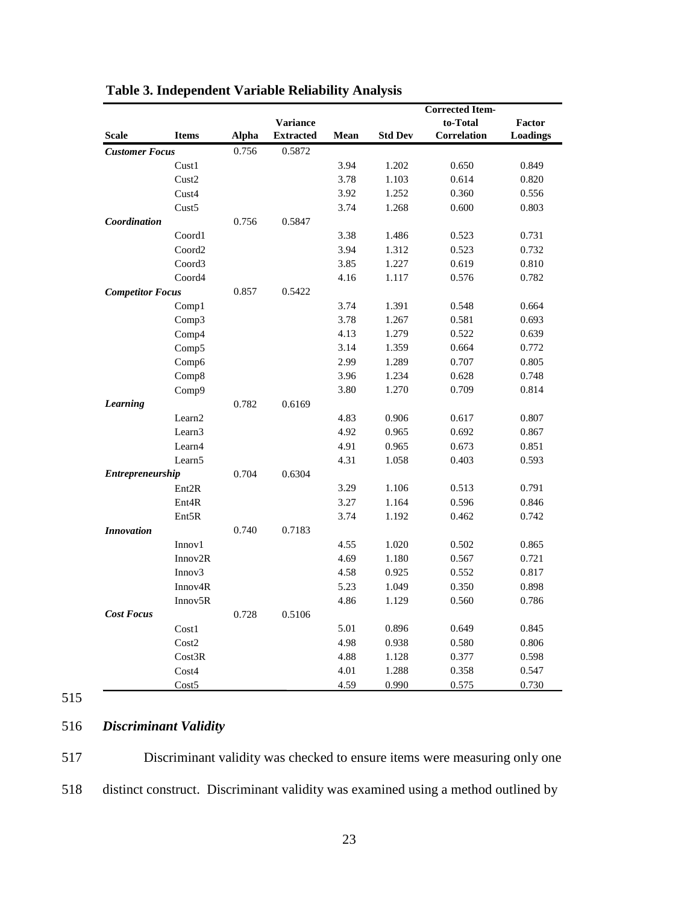**Table 3. Independent Variable Reliability Analysis**

| Scale | Items | Alpha | Variance Extracted | Mean | Std Dev | Corrected Item-to-Total Correlation | Factor Loadings |
|---|---|---|---|---|---|---|---|
| ***Customer Focus*** | | 0.756 | 0.5872 | | | | |
| | Cust1 | | | 3.94 | 1.202 | 0.650 | 0.849 |
| | Cust2 | | | 3.78 | 1.103 | 0.614 | 0.820 |
| | Cust4 | | | 3.92 | 1.252 | 0.360 | 0.556 |
| | Cust5 | | | 3.74 | 1.268 | 0.600 | 0.803 |
| ***Coordination*** | | 0.756 | 0.5847 | | | | |
| | Coord1 | | | 3.38 | 1.486 | 0.523 | 0.731 |
| | Coord2 | | | 3.94 | 1.312 | 0.523 | 0.732 |
| | Coord3 | | | 3.85 | 1.227 | 0.619 | 0.810 |
| | Coord4 | | | 4.16 | 1.117 | 0.576 | 0.782 |
| ***Competitor Focus*** | | 0.857 | 0.5422 | | | | |
| | Comp1 | | | 3.74 | 1.391 | 0.548 | 0.664 |
| | Comp3 | | | 3.78 | 1.267 | 0.581 | 0.693 |
| | Comp4 | | | 4.13 | 1.279 | 0.522 | 0.639 |
| | Comp5 | | | 3.14 | 1.359 | 0.664 | 0.772 |
| | Comp6 | | | 2.99 | 1.289 | 0.707 | 0.805 |
| | Comp8 | | | 3.96 | 1.234 | 0.628 | 0.748 |
| | Comp9 | | | 3.80 | 1.270 | 0.709 | 0.814 |
| ***Learning*** | | 0.782 | 0.6169 | | | | |
| | Learn2 | | | 4.83 | 0.906 | 0.617 | 0.807 |
| | Learn3 | | | 4.92 | 0.965 | 0.692 | 0.867 |
| | Learn4 | | | 4.91 | 0.965 | 0.673 | 0.851 |
| | Learn5 | | | 4.31 | 1.058 | 0.403 | 0.593 |
| ***Entrepreneurship*** | | 0.704 | 0.6304 | | | | |
| | Ent2R | | | 3.29 | 1.106 | 0.513 | 0.791 |
| | Ent4R | | | 3.27 | 1.164 | 0.596 | 0.846 |
| | Ent5R | | | 3.74 | 1.192 | 0.462 | 0.742 |
| ***Innovation*** | | 0.740 | 0.7183 | | | | |
| | Innov1 | | | 4.55 | 1.020 | 0.502 | 0.865 |
| | Innov2R | | | 4.69 | 1.180 | 0.567 | 0.721 |
| | Innov3 | | | 4.58 | 0.925 | 0.552 | 0.817 |
| | Innov4R | | | 5.23 | 1.049 | 0.350 | 0.898 |
| | Innov5R | | | 4.86 | 1.129 | 0.560 | 0.786 |
| ***Cost Focus*** | | 0.728 | 0.5106 | | | | |
| | Cost1 | | | 5.01 | 0.896 | 0.649 | 0.845 |
| | Cost2 | | | 4.98 | 0.938 | 0.580 | 0.806 |
| | Cost3R | | | 4.88 | 1.128 | 0.377 | 0.598 |
| | Cost4 | | | 4.01 | 1.288 | 0.358 | 0.547 |
| | Cost5 | | | 4.59 | 0.990 | 0.575 | 0.730 |

### *Discriminant Validity*

Discriminant validity was checked to ensure items were measuring only one distinct construct. Discriminant validity was examined using a method outlined by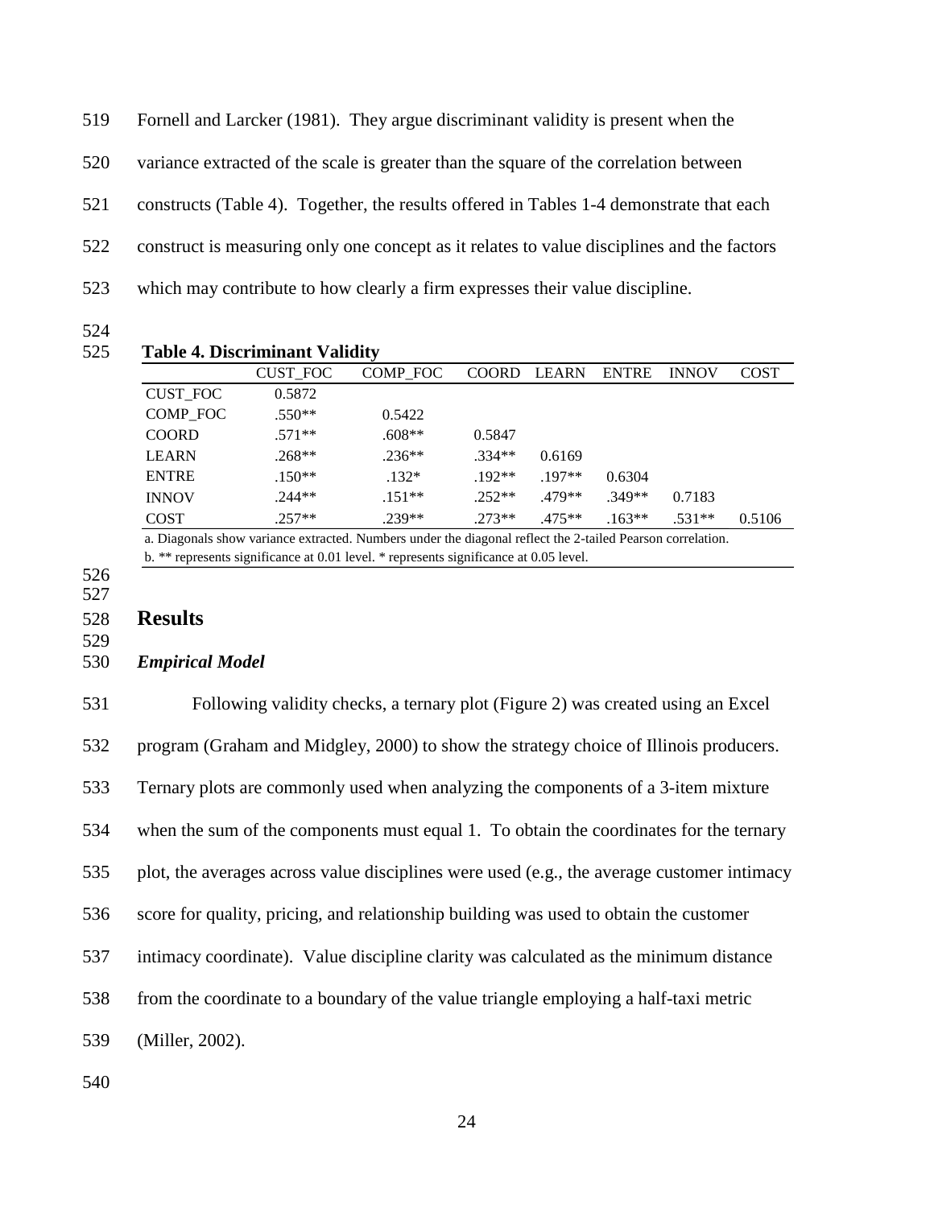Fornell and Larcker (1981). They argue discriminant validity is present when the variance extracted of the scale is greater than the square of the correlation between constructs (Table 4). Together, the results offered in Tables 1-4 demonstrate that each construct is measuring only one concept as it relates to value disciplines and the factors which may contribute to how clearly a firm expresses their value discipline.

**Table 4. Discriminant Validity**

| | CUST_FOC | COMP_FOC | COORD | LEARN | ENTRE | INNOV | COST |
|---|---|---|---|---|---|---|---|
| CUST_FOC | 0.5872 | | | | | | |
| COMP_FOC | .550** | 0.5422 | | | | | |
| COORD | .571** | .608** | 0.5847 | | | | |
| LEARN | .268** | .236** | .334** | 0.6169 | | | |
| ENTRE | .150** | .132* | .192** | .197** | 0.6304 | | |
| INNOV | .244** | .151** | .252** | .479** | .349** | 0.7183 | |
| COST | .257** | .239** | .273** | .475** | .163** | .531** | 0.5106 |

a. Diagonals show variance extracted. Numbers under the diagonal reflect the 2-tailed Pearson correlation.
b. ** represents significance at 0.01 level. * represents significance at 0.05 level.

## Results

### *Empirical Model*

Following validity checks, a ternary plot (Figure 2) was created using an Excel program (Graham and Midgley, 2000) to show the strategy choice of Illinois producers. Ternary plots are commonly used when analyzing the components of a 3-item mixture when the sum of the components must equal 1. To obtain the coordinates for the ternary plot, the averages across value disciplines were used (e.g., the average customer intimacy score for quality, pricing, and relationship building was used to obtain the customer intimacy coordinate). Value discipline clarity was calculated as the minimum distance from the coordinate to a boundary of the value triangle employing a half-taxi metric (Miller, 2002).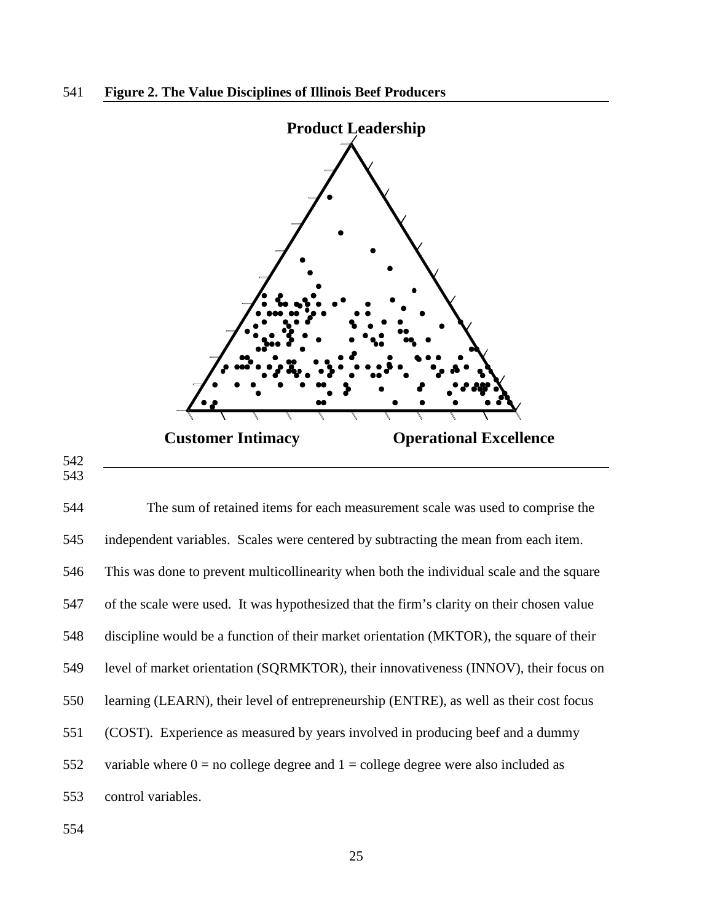**Figure 2. The Value Disciplines of Illinois Beef Producers**

Product Leadership

Customer Intimacy

Operational Excellence

The sum of retained items for each measurement scale was used to comprise the independent variables. Scales were centered by subtracting the mean from each item. This was done to prevent multicollinearity when both the individual scale and the square of the scale were used. It was hypothesized that the firm's clarity on their chosen value discipline would be a function of their market orientation (MKTOR), the square of their level of market orientation (SQRMKTOR), their innovativeness (INNOV), their focus on learning (LEARN), their level of entrepreneurship (ENTRE), as well as their cost focus (COST). Experience as measured by years involved in producing beef and a dummy variable where 0 = no college degree and 1 = college degree were also included as control variables.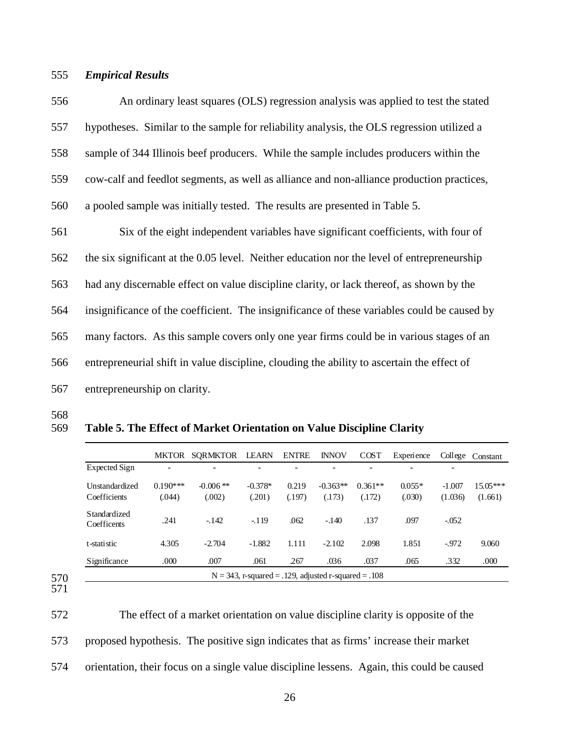### *Empirical Results*

An ordinary least squares (OLS) regression analysis was applied to test the stated hypotheses. Similar to the sample for reliability analysis, the OLS regression utilized a sample of 344 Illinois beef producers. While the sample includes producers within the cow-calf and feedlot segments, as well as alliance and non-alliance production practices, a pooled sample was initially tested. The results are presented in Table 5.

Six of the eight independent variables have significant coefficients, with four of the six significant at the 0.05 level. Neither education nor the level of entrepreneurship had any discernable effect on value discipline clarity, or lack thereof, as shown by the insignificance of the coefficient. The insignificance of these variables could be caused by many factors. As this sample covers only one year firms could be in various stages of an entrepreneurial shift in value discipline, clouding the ability to ascertain the effect of entrepreneurship on clarity.

**Table 5. The Effect of Market Orientation on Value Discipline Clarity**

| | MKTOR | SQRMKTOR | LEARN | ENTRE | INNOV | COST | Experience | College | Constant |
|---|---|---|---|---|---|---|---|---|---|
| Expected Sign | - | - | - | - | - | - | - | - | |
| Unstandardized Coefficients | 0.190*** (.044) | -0.006 ** (.002) | -0.378* (.201) | 0.219 (.197) | -0.363** (.173) | 0.361** (.172) | 0.055* (.030) | -1.007 (1.036) | 15.05*** (1.661) |
| Standardized Coefficents | .241 | -.142 | -.119 | .062 | -.140 | .137 | .097 | -.052 | |
| t-statistic | 4.305 | -2.704 | -1.882 | 1.111 | -2.102 | 2.098 | 1.851 | -.972 | 9.060 |
| Significance | .000 | .007 | .061 | .267 | .036 | .037 | .065 | .332 | .000 |
| $N = 343$, r-squared = .129, adjusted r-squared = .108 | | | | | | | | | |

The effect of a market orientation on value discipline clarity is opposite of the proposed hypothesis. The positive sign indicates that as firms' increase their market orientation, their focus on a single value discipline lessens. Again, this could be caused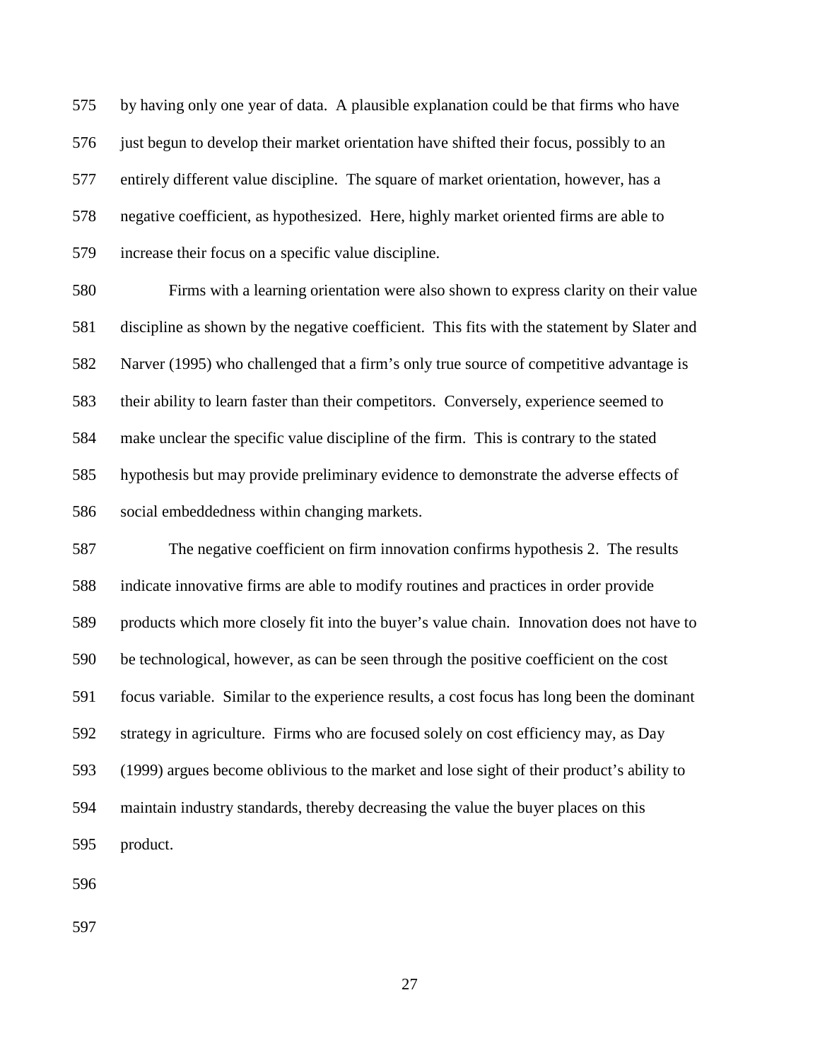by having only one year of data. A plausible explanation could be that firms who have just begun to develop their market orientation have shifted their focus, possibly to an entirely different value discipline. The square of market orientation, however, has a negative coefficient, as hypothesized. Here, highly market oriented firms are able to increase their focus on a specific value discipline.

Firms with a learning orientation were also shown to express clarity on their value discipline as shown by the negative coefficient. This fits with the statement by Slater and Narver (1995) who challenged that a firm's only true source of competitive advantage is their ability to learn faster than their competitors. Conversely, experience seemed to make unclear the specific value discipline of the firm. This is contrary to the stated hypothesis but may provide preliminary evidence to demonstrate the adverse effects of social embeddedness within changing markets.

The negative coefficient on firm innovation confirms hypothesis 2. The results indicate innovative firms are able to modify routines and practices in order provide products which more closely fit into the buyer's value chain. Innovation does not have to be technological, however, as can be seen through the positive coefficient on the cost focus variable. Similar to the experience results, a cost focus has long been the dominant strategy in agriculture. Firms who are focused solely on cost efficiency may, as Day (1999) argues become oblivious to the market and lose sight of their product's ability to maintain industry standards, thereby decreasing the value the buyer places on this product.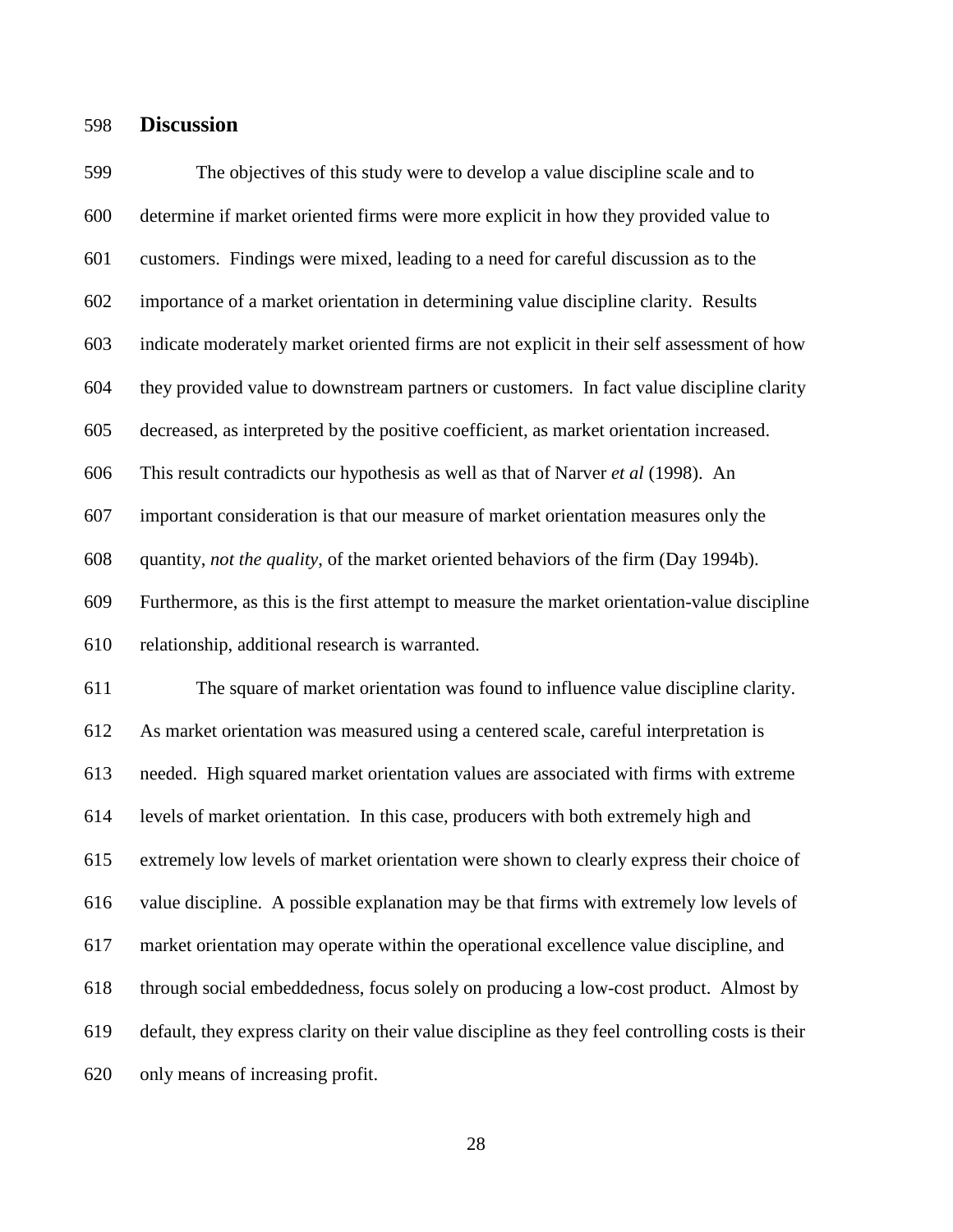## Discussion

The objectives of this study were to develop a value discipline scale and to determine if market oriented firms were more explicit in how they provided value to customers. Findings were mixed, leading to a need for careful discussion as to the importance of a market orientation in determining value discipline clarity. Results indicate moderately market oriented firms are not explicit in their self assessment of how they provided value to downstream partners or customers. In fact value discipline clarity decreased, as interpreted by the positive coefficient, as market orientation increased. This result contradicts our hypothesis as well as that of Narver *et al* (1998). An important consideration is that our measure of market orientation measures only the quantity, *not the quality*, of the market oriented behaviors of the firm (Day 1994b). Furthermore, as this is the first attempt to measure the market orientation-value discipline relationship, additional research is warranted.

The square of market orientation was found to influence value discipline clarity. As market orientation was measured using a centered scale, careful interpretation is needed. High squared market orientation values are associated with firms with extreme levels of market orientation. In this case, producers with both extremely high and extremely low levels of market orientation were shown to clearly express their choice of value discipline. A possible explanation may be that firms with extremely low levels of market orientation may operate within the operational excellence value discipline, and through social embeddedness, focus solely on producing a low-cost product. Almost by default, they express clarity on their value discipline as they feel controlling costs is their only means of increasing profit.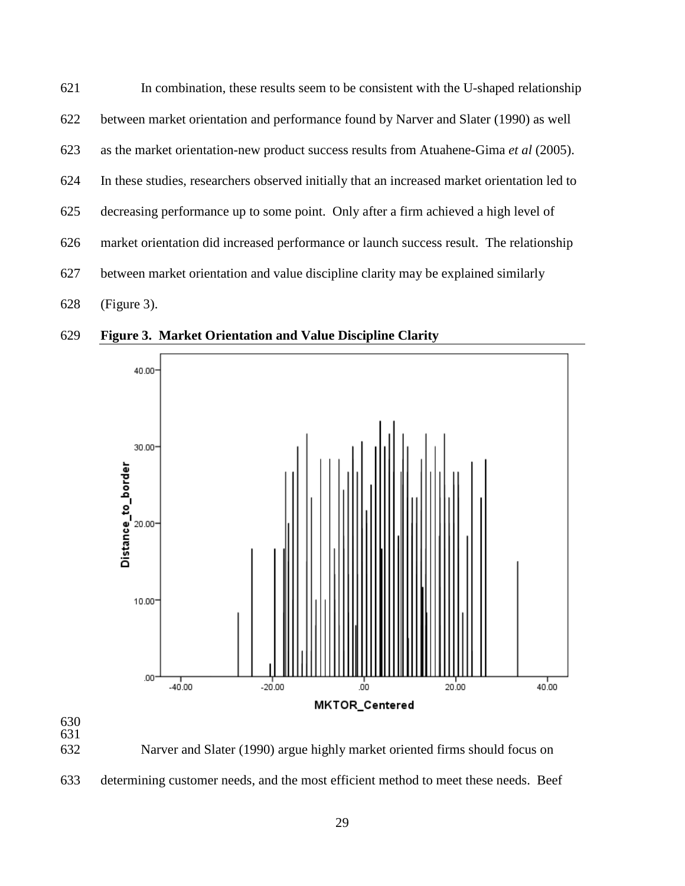In combination, these results seem to be consistent with the U-shaped relationship between market orientation and performance found by Narver and Slater (1990) as well as the market orientation-new product success results from Atuahene-Gima *et al* (2005). In these studies, researchers observed initially that an increased market orientation led to decreasing performance up to some point. Only after a firm achieved a high level of market orientation did increased performance or launch success result. The relationship between market orientation and value discipline clarity may be explained similarly (Figure 3).

**Figure 3. Market Orientation and Value Discipline Clarity**

Narver and Slater (1990) argue highly market oriented firms should focus on determining customer needs, and the most efficient method to meet these needs. Beef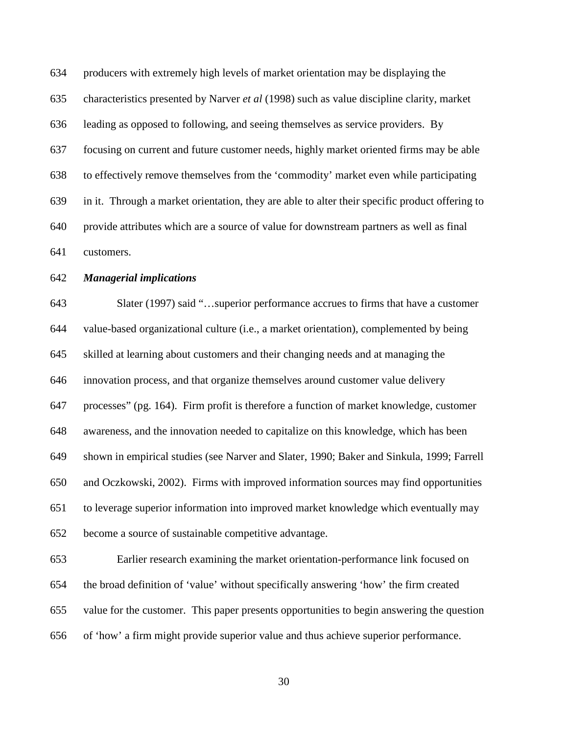producers with extremely high levels of market orientation may be displaying the characteristics presented by Narver *et al* (1998) such as value discipline clarity, market leading as opposed to following, and seeing themselves as service providers. By focusing on current and future customer needs, highly market oriented firms may be able to effectively remove themselves from the 'commodity' market even while participating in it. Through a market orientation, they are able to alter their specific product offering to provide attributes which are a source of value for downstream partners as well as final customers.

***Managerial implications***

Slater (1997) said "…superior performance accrues to firms that have a customer value-based organizational culture (i.e., a market orientation), complemented by being skilled at learning about customers and their changing needs and at managing the innovation process, and that organize themselves around customer value delivery processes" (pg. 164). Firm profit is therefore a function of market knowledge, customer awareness, and the innovation needed to capitalize on this knowledge, which has been shown in empirical studies (see Narver and Slater, 1990; Baker and Sinkula, 1999; Farrell and Oczkowski, 2002). Firms with improved information sources may find opportunities to leverage superior information into improved market knowledge which eventually may become a source of sustainable competitive advantage.

Earlier research examining the market orientation-performance link focused on the broad definition of 'value' without specifically answering 'how' the firm created value for the customer. This paper presents opportunities to begin answering the question of 'how' a firm might provide superior value and thus achieve superior performance.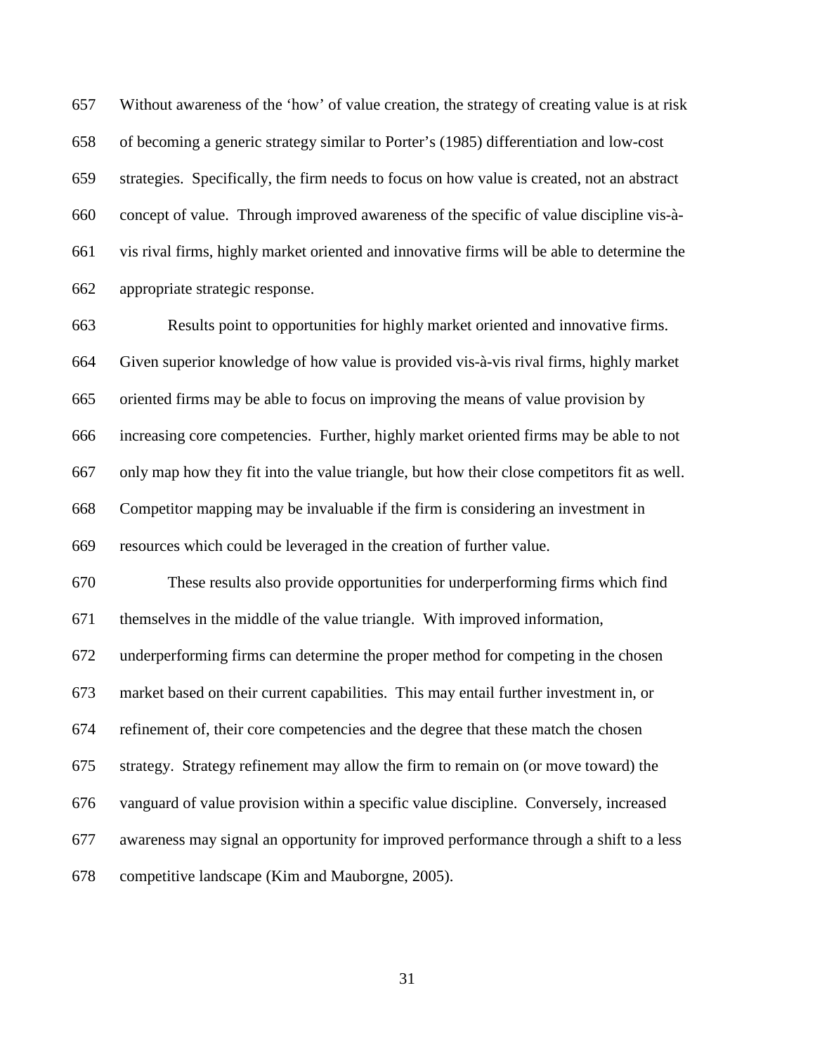Without awareness of the 'how' of value creation, the strategy of creating value is at risk of becoming a generic strategy similar to Porter's (1985) differentiation and low-cost strategies. Specifically, the firm needs to focus on how value is created, not an abstract concept of value. Through improved awareness of the specific of value discipline vis-à-vis rival firms, highly market oriented and innovative firms will be able to determine the appropriate strategic response.

Results point to opportunities for highly market oriented and innovative firms. Given superior knowledge of how value is provided vis-à-vis rival firms, highly market oriented firms may be able to focus on improving the means of value provision by increasing core competencies. Further, highly market oriented firms may be able to not only map how they fit into the value triangle, but how their close competitors fit as well. Competitor mapping may be invaluable if the firm is considering an investment in resources which could be leveraged in the creation of further value.

These results also provide opportunities for underperforming firms which find themselves in the middle of the value triangle. With improved information, underperforming firms can determine the proper method for competing in the chosen market based on their current capabilities. This may entail further investment in, or refinement of, their core competencies and the degree that these match the chosen strategy. Strategy refinement may allow the firm to remain on (or move toward) the vanguard of value provision within a specific value discipline. Conversely, increased awareness may signal an opportunity for improved performance through a shift to a less competitive landscape (Kim and Mauborgne, 2005).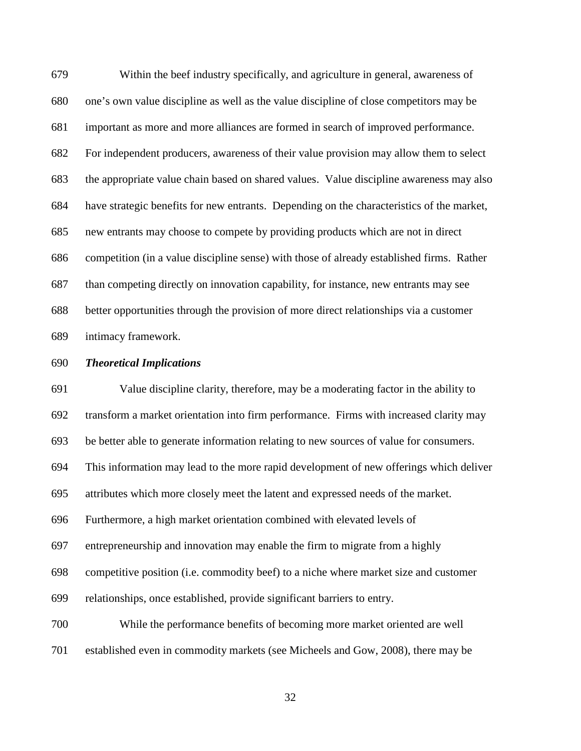Within the beef industry specifically, and agriculture in general, awareness of one's own value discipline as well as the value discipline of close competitors may be important as more and more alliances are formed in search of improved performance. For independent producers, awareness of their value provision may allow them to select the appropriate value chain based on shared values. Value discipline awareness may also have strategic benefits for new entrants. Depending on the characteristics of the market, new entrants may choose to compete by providing products which are not in direct competition (in a value discipline sense) with those of already established firms. Rather than competing directly on innovation capability, for instance, new entrants may see better opportunities through the provision of more direct relationships via a customer intimacy framework.

### *Theoretical Implications*

Value discipline clarity, therefore, may be a moderating factor in the ability to transform a market orientation into firm performance. Firms with increased clarity may be better able to generate information relating to new sources of value for consumers. This information may lead to the more rapid development of new offerings which deliver attributes which more closely meet the latent and expressed needs of the market. Furthermore, a high market orientation combined with elevated levels of entrepreneurship and innovation may enable the firm to migrate from a highly competitive position (i.e. commodity beef) to a niche where market size and customer relationships, once established, provide significant barriers to entry.

While the performance benefits of becoming more market oriented are well established even in commodity markets (see Micheels and Gow, 2008), there may be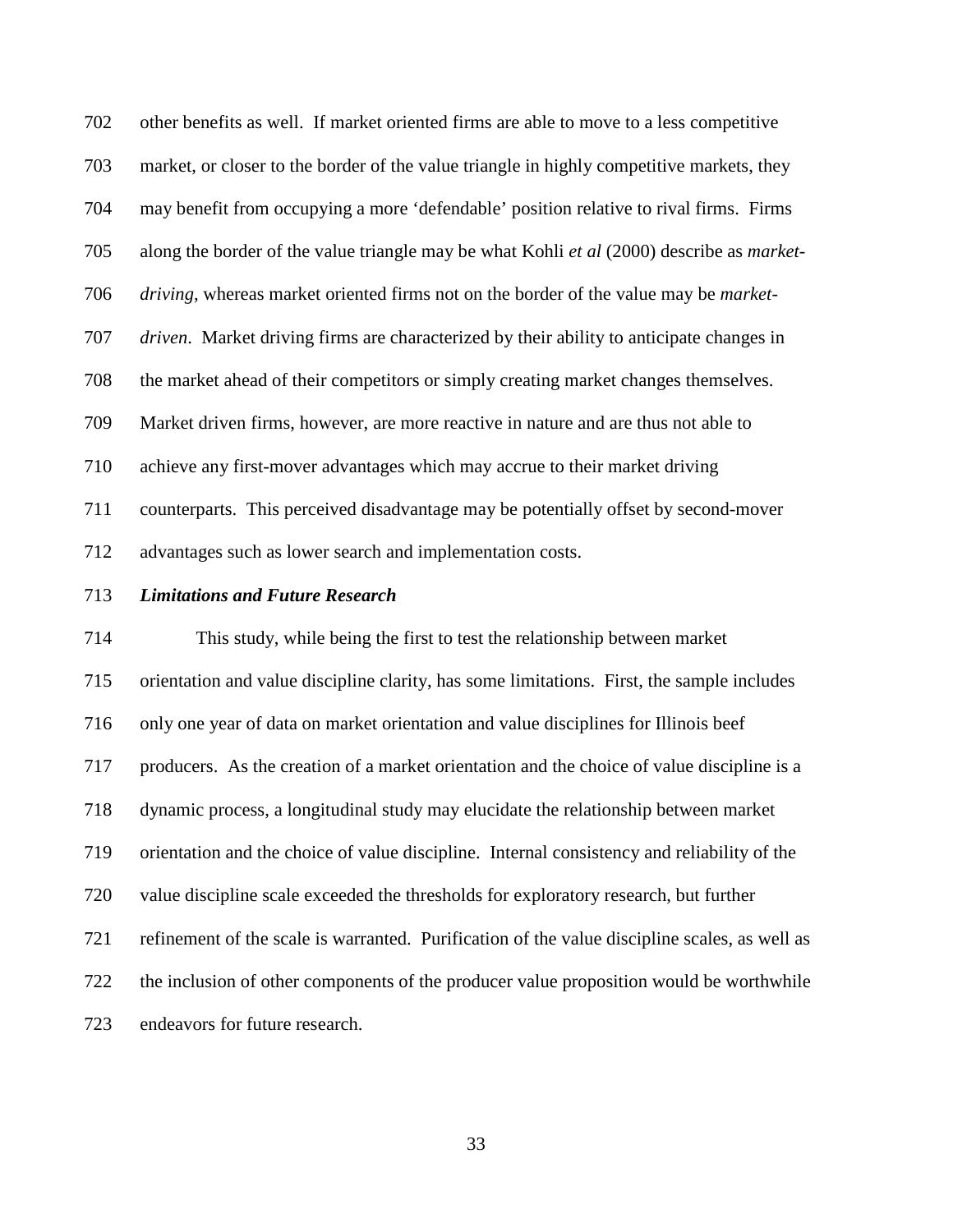other benefits as well. If market oriented firms are able to move to a less competitive market, or closer to the border of the value triangle in highly competitive markets, they may benefit from occupying a more 'defendable' position relative to rival firms. Firms along the border of the value triangle may be what Kohli *et al* (2000) describe as *market-driving*, whereas market oriented firms not on the border of the value may be *market-driven*. Market driving firms are characterized by their ability to anticipate changes in the market ahead of their competitors or simply creating market changes themselves. Market driven firms, however, are more reactive in nature and are thus not able to achieve any first-mover advantages which may accrue to their market driving counterparts. This perceived disadvantage may be potentially offset by second-mover advantages such as lower search and implementation costs.

***Limitations and Future Research***

This study, while being the first to test the relationship between market orientation and value discipline clarity, has some limitations. First, the sample includes only one year of data on market orientation and value disciplines for Illinois beef producers. As the creation of a market orientation and the choice of value discipline is a dynamic process, a longitudinal study may elucidate the relationship between market orientation and the choice of value discipline. Internal consistency and reliability of the value discipline scale exceeded the thresholds for exploratory research, but further refinement of the scale is warranted. Purification of the value discipline scales, as well as the inclusion of other components of the producer value proposition would be worthwhile endeavors for future research.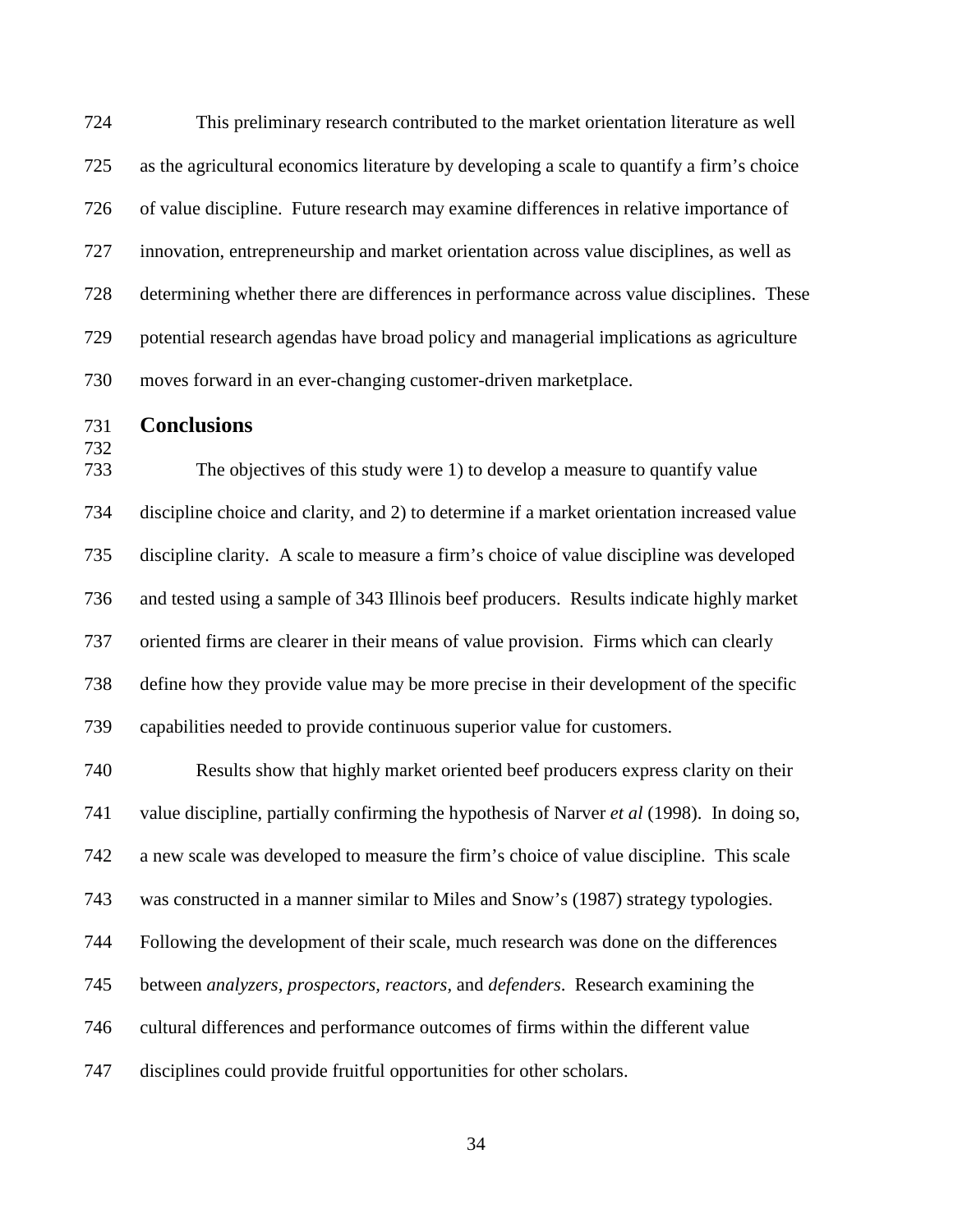This preliminary research contributed to the market orientation literature as well as the agricultural economics literature by developing a scale to quantify a firm's choice of value discipline. Future research may examine differences in relative importance of innovation, entrepreneurship and market orientation across value disciplines, as well as determining whether there are differences in performance across value disciplines. These potential research agendas have broad policy and managerial implications as agriculture moves forward in an ever-changing customer-driven marketplace.

## Conclusions

The objectives of this study were 1) to develop a measure to quantify value discipline choice and clarity, and 2) to determine if a market orientation increased value discipline clarity. A scale to measure a firm's choice of value discipline was developed and tested using a sample of 343 Illinois beef producers. Results indicate highly market oriented firms are clearer in their means of value provision. Firms which can clearly define how they provide value may be more precise in their development of the specific capabilities needed to provide continuous superior value for customers.

Results show that highly market oriented beef producers express clarity on their value discipline, partially confirming the hypothesis of Narver *et al* (1998). In doing so, a new scale was developed to measure the firm's choice of value discipline. This scale was constructed in a manner similar to Miles and Snow's (1987) strategy typologies. Following the development of their scale, much research was done on the differences between *analyzers, prospectors, reactors,* and *defenders*. Research examining the cultural differences and performance outcomes of firms within the different value disciplines could provide fruitful opportunities for other scholars.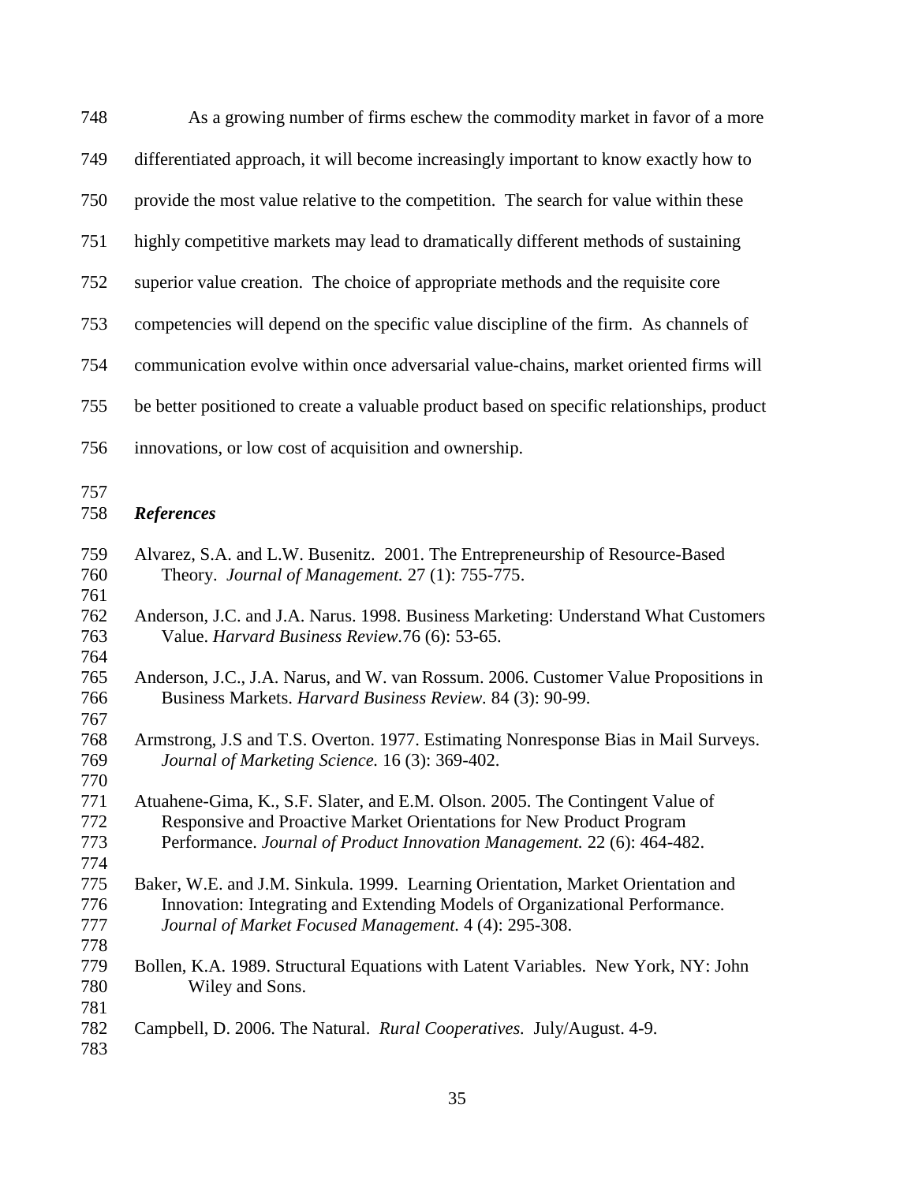As a growing number of firms eschew the commodity market in favor of a more differentiated approach, it will become increasingly important to know exactly how to provide the most value relative to the competition. The search for value within these highly competitive markets may lead to dramatically different methods of sustaining superior value creation. The choice of appropriate methods and the requisite core competencies will depend on the specific value discipline of the firm. As channels of communication evolve within once adversarial value-chains, market oriented firms will be better positioned to create a valuable product based on specific relationships, product innovations, or low cost of acquisition and ownership.

## *References*

Alvarez, S.A. and L.W. Busenitz. 2001. The Entrepreneurship of Resource-Based Theory. *Journal of Management.* 27 (1): 755-775.

Anderson, J.C. and J.A. Narus. 1998. Business Marketing: Understand What Customers Value. *Harvard Business Review*.76 (6): 53-65.

Anderson, J.C., J.A. Narus, and W. van Rossum. 2006. Customer Value Propositions in Business Markets. *Harvard Business Review.* 84 (3): 90-99.

Armstrong, J.S and T.S. Overton. 1977. Estimating Nonresponse Bias in Mail Surveys. *Journal of Marketing Science.* 16 (3): 369-402.

Atuahene-Gima, K., S.F. Slater, and E.M. Olson. 2005. The Contingent Value of Responsive and Proactive Market Orientations for New Product Program Performance. *Journal of Product Innovation Management.* 22 (6): 464-482.

Baker, W.E. and J.M. Sinkula. 1999. Learning Orientation, Market Orientation and Innovation: Integrating and Extending Models of Organizational Performance. *Journal of Market Focused Management.* 4 (4): 295-308.

Bollen, K.A. 1989. Structural Equations with Latent Variables. New York, NY: John Wiley and Sons.

Campbell, D. 2006. The Natural. *Rural Cooperatives.* July/August. 4-9.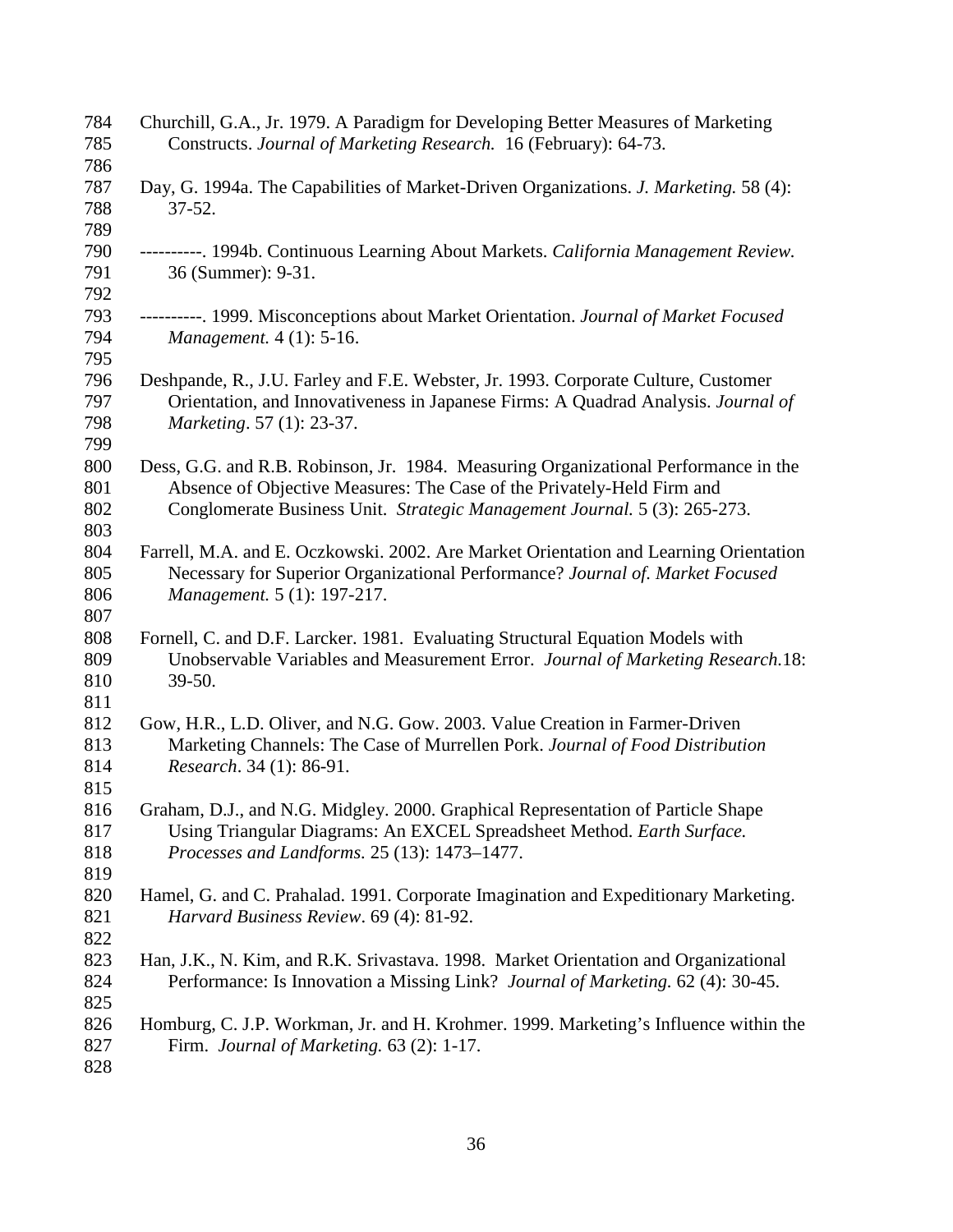Churchill, G.A., Jr. 1979. A Paradigm for Developing Better Measures of Marketing Constructs. *Journal of Marketing Research.* 16 (February): 64-73.

Day, G. 1994a. The Capabilities of Market-Driven Organizations. *J. Marketing.* 58 (4): 37-52.

----------. 1994b. Continuous Learning About Markets. *California Management Review.* 36 (Summer): 9-31.

----------. 1999. Misconceptions about Market Orientation. *Journal of Market Focused Management.* 4 (1): 5-16.

Deshpande, R., J.U. Farley and F.E. Webster, Jr. 1993. Corporate Culture, Customer Orientation, and Innovativeness in Japanese Firms: A Quadrad Analysis. *Journal of Marketing*. 57 (1): 23-37.

Dess, G.G. and R.B. Robinson, Jr. 1984. Measuring Organizational Performance in the Absence of Objective Measures: The Case of the Privately-Held Firm and Conglomerate Business Unit. *Strategic Management Journal.* 5 (3): 265-273.

Farrell, M.A. and E. Oczkowski. 2002. Are Market Orientation and Learning Orientation Necessary for Superior Organizational Performance? *Journal of. Market Focused Management.* 5 (1): 197-217.

Fornell, C. and D.F. Larcker. 1981. Evaluating Structural Equation Models with Unobservable Variables and Measurement Error. *Journal of Marketing Research.*18: 39-50.

Gow, H.R., L.D. Oliver, and N.G. Gow. 2003. Value Creation in Farmer-Driven Marketing Channels: The Case of Murrellen Pork. *Journal of Food Distribution Research*. 34 (1): 86-91.

Graham, D.J., and N.G. Midgley. 2000. Graphical Representation of Particle Shape Using Triangular Diagrams: An EXCEL Spreadsheet Method. *Earth Surface. Processes and Landforms.* 25 (13): 1473–1477.

Hamel, G. and C. Prahalad. 1991. Corporate Imagination and Expeditionary Marketing. *Harvard Business Review*. 69 (4): 81-92.

Han, J.K., N. Kim, and R.K. Srivastava. 1998. Market Orientation and Organizational Performance: Is Innovation a Missing Link? *Journal of Marketing.* 62 (4): 30-45.

Homburg, C. J.P. Workman, Jr. and H. Krohmer. 1999. Marketing's Influence within the Firm. *Journal of Marketing.* 63 (2): 1-17.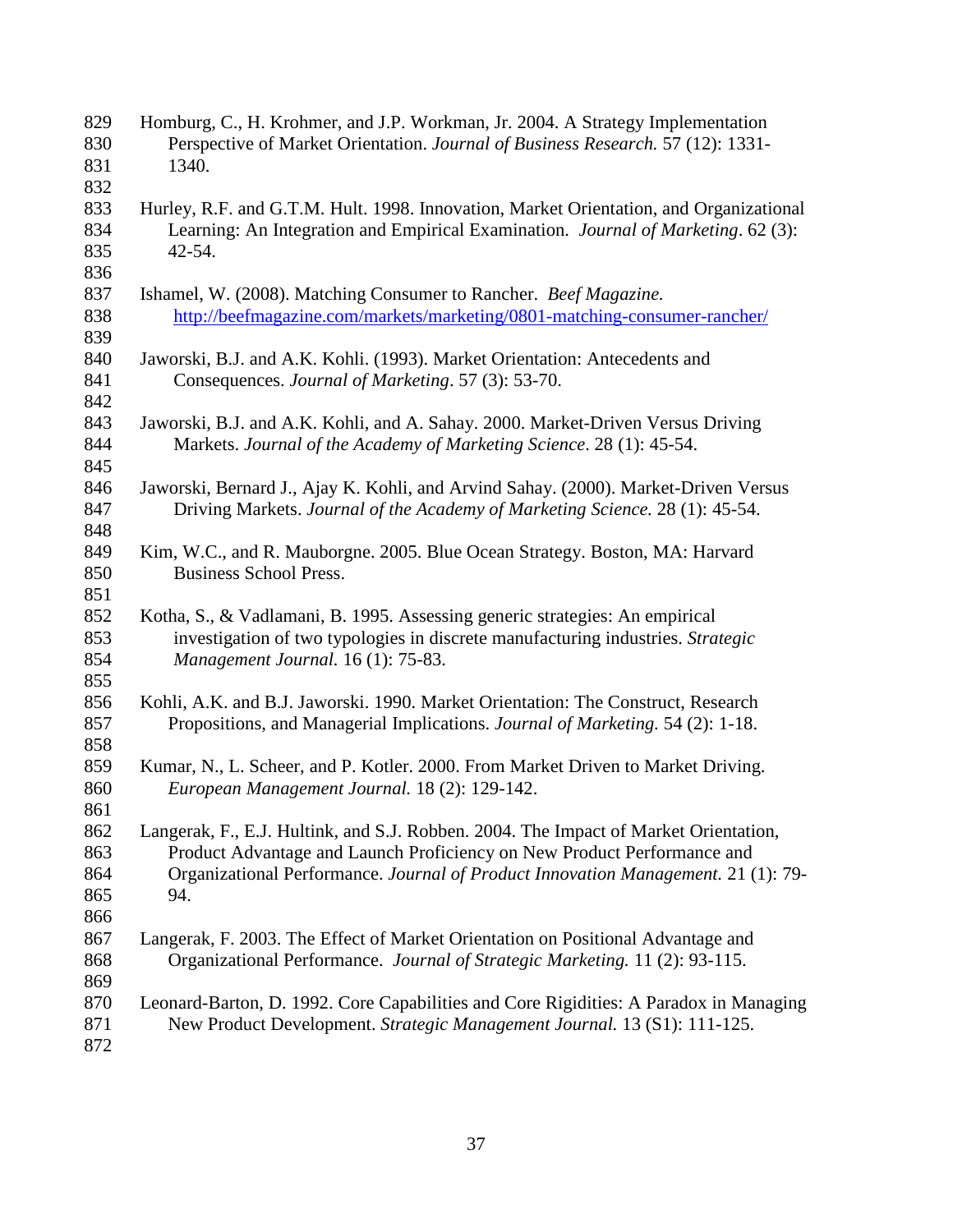Homburg, C., H. Krohmer, and J.P. Workman, Jr. 2004. A Strategy Implementation Perspective of Market Orientation. *Journal of Business Research.* 57 (12): 1331-1340.

Hurley, R.F. and G.T.M. Hult. 1998. Innovation, Market Orientation, and Organizational Learning: An Integration and Empirical Examination. *Journal of Marketing*. 62 (3): 42-54.

Ishamel, W. (2008). Matching Consumer to Rancher. *Beef Magazine.* http://beefmagazine.com/markets/marketing/0801-matching-consumer-rancher/

Jaworski, B.J. and A.K. Kohli. (1993). Market Orientation: Antecedents and Consequences. *Journal of Marketing*. 57 (3): 53-70.

Jaworski, B.J. and A.K. Kohli, and A. Sahay. 2000. Market-Driven Versus Driving Markets. *Journal of the Academy of Marketing Science*. 28 (1): 45-54.

Jaworski, Bernard J., Ajay K. Kohli, and Arvind Sahay. (2000). Market-Driven Versus Driving Markets. *Journal of the Academy of Marketing Science.* 28 (1): 45-54.

Kim, W.C., and R. Mauborgne. 2005. Blue Ocean Strategy. Boston, MA: Harvard Business School Press.

Kotha, S., & Vadlamani, B. 1995. Assessing generic strategies: An empirical investigation of two typologies in discrete manufacturing industries. *Strategic Management Journal.* 16 (1): 75-83.

Kohli, A.K. and B.J. Jaworski. 1990. Market Orientation: The Construct, Research Propositions, and Managerial Implications. *Journal of Marketing.* 54 (2): 1-18.

Kumar, N., L. Scheer, and P. Kotler. 2000. From Market Driven to Market Driving. *European Management Journal.* 18 (2): 129-142.

Langerak, F., E.J. Hultink, and S.J. Robben. 2004. The Impact of Market Orientation, Product Advantage and Launch Proficiency on New Product Performance and Organizational Performance. *Journal of Product Innovation Management.* 21 (1): 79-94.

Langerak, F. 2003. The Effect of Market Orientation on Positional Advantage and Organizational Performance. *Journal of Strategic Marketing.* 11 (2): 93-115.

Leonard-Barton, D. 1992. Core Capabilities and Core Rigidities: A Paradox in Managing New Product Development. *Strategic Management Journal.* 13 (S1): 111-125.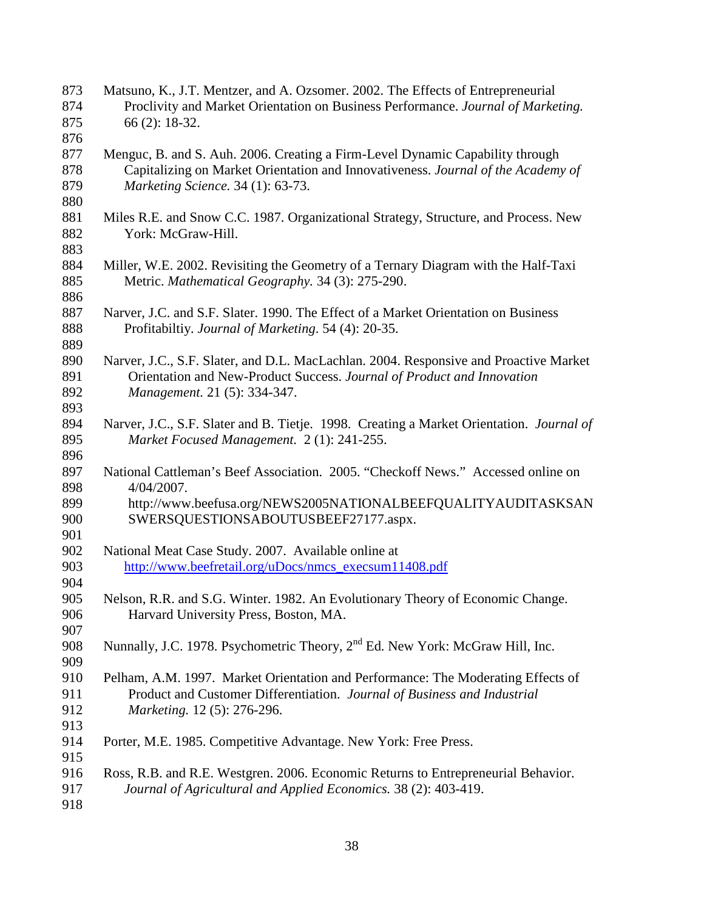Matsuno, K., J.T. Mentzer, and A. Ozsomer. 2002. The Effects of Entrepreneurial Proclivity and Market Orientation on Business Performance. *Journal of Marketing.* 66 (2): 18-32.

Menguc, B. and S. Auh. 2006. Creating a Firm-Level Dynamic Capability through Capitalizing on Market Orientation and Innovativeness. *Journal of the Academy of Marketing Science.* 34 (1): 63-73.

Miles R.E. and Snow C.C. 1987. Organizational Strategy, Structure, and Process. New York: McGraw-Hill.

Miller, W.E. 2002. Revisiting the Geometry of a Ternary Diagram with the Half-Taxi Metric. *Mathematical Geography.* 34 (3): 275-290.

Narver, J.C. and S.F. Slater. 1990. The Effect of a Market Orientation on Business Profitabiltiy. *Journal of Marketing*. 54 (4): 20-35.

Narver, J.C., S.F. Slater, and D.L. MacLachlan. 2004. Responsive and Proactive Market Orientation and New-Product Success. *Journal of Product and Innovation Management.* 21 (5): 334-347.

Narver, J.C., S.F. Slater and B. Tietje. 1998. Creating a Market Orientation. *Journal of Market Focused Management.* 2 (1): 241-255.

National Cattleman's Beef Association. 2005. "Checkoff News." Accessed online on 4/04/2007. http://www.beefusa.org/NEWS2005NATIONALBEEFQUALITYAUDITASKSANSWERSQUESTIONSABOUTUSBEEF27177.aspx.

National Meat Case Study. 2007. Available online at http://www.beefretail.org/uDocs/nmcs_execsum11408.pdf

Nelson, R.R. and S.G. Winter. 1982. An Evolutionary Theory of Economic Change. Harvard University Press, Boston, MA.

Nunnally, J.C. 1978. Psychometric Theory, 2nd Ed. New York: McGraw Hill, Inc.

Pelham, A.M. 1997. Market Orientation and Performance: The Moderating Effects of Product and Customer Differentiation. *Journal of Business and Industrial Marketing.* 12 (5): 276-296.

Porter, M.E. 1985. Competitive Advantage. New York: Free Press.

Ross, R.B. and R.E. Westgren. 2006. Economic Returns to Entrepreneurial Behavior. *Journal of Agricultural and Applied Economics.* 38 (2): 403-419.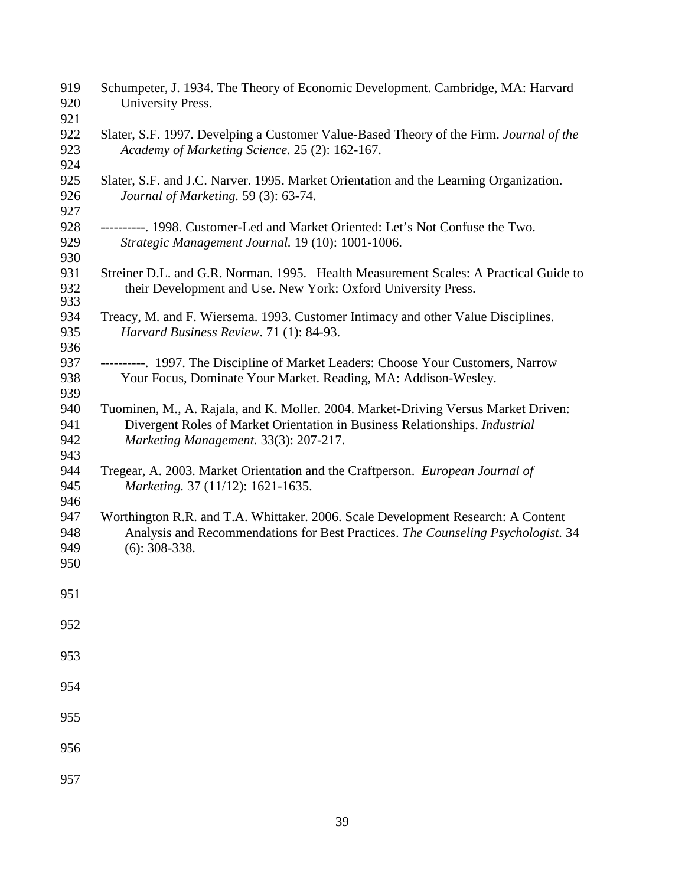Schumpeter, J. 1934. The Theory of Economic Development. Cambridge, MA: Harvard University Press.

Slater, S.F. 1997. Develping a Customer Value-Based Theory of the Firm. *Journal of the Academy of Marketing Science.* 25 (2): 162-167.

Slater, S.F. and J.C. Narver. 1995. Market Orientation and the Learning Organization. *Journal of Marketing.* 59 (3): 63-74.

----------. 1998. Customer-Led and Market Oriented: Let's Not Confuse the Two. *Strategic Management Journal.* 19 (10): 1001-1006.

Streiner D.L. and G.R. Norman. 1995. Health Measurement Scales: A Practical Guide to their Development and Use. New York: Oxford University Press.

Treacy, M. and F. Wiersema. 1993. Customer Intimacy and other Value Disciplines. *Harvard Business Review*. 71 (1): 84-93.

----------. 1997. The Discipline of Market Leaders: Choose Your Customers, Narrow Your Focus, Dominate Your Market. Reading, MA: Addison-Wesley.

Tuominen, M., A. Rajala, and K. Moller. 2004. Market-Driving Versus Market Driven: Divergent Roles of Market Orientation in Business Relationships. *Industrial Marketing Management.* 33(3): 207-217.

Tregear, A. 2003. Market Orientation and the Craftperson. *European Journal of Marketing.* 37 (11/12): 1621-1635.

Worthington R.R. and T.A. Whittaker. 2006. Scale Development Research: A Content Analysis and Recommendations for Best Practices. *The Counseling Psychologist.* 34 (6): 308-338.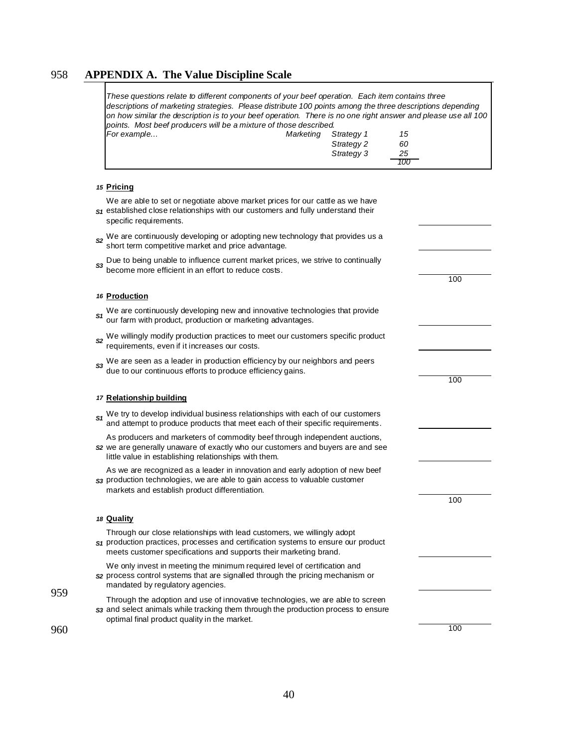## APPENDIX A. The Value Discipline Scale

*These questions relate to different components of your beef operation. Each item contains three descriptions of marketing strategies. Please distribute 100 points among the three descriptions depending on how similar the description is to your beef operation. There is no one right answer and please use all 100 points. Most beef producers will be a mixture of those described.*

*For example… Marketing*

| | |
|---|---|
| *Strategy 1* | *15* |
| *Strategy 2* | *60* |
| *Strategy 3* | *25* |
| | *100* |

***15*** **Pricing**

| | | |
|---|---|---|
| ***S1*** | We are able to set or negotiate above market prices for our cattle as we have established close relationships with our customers and fully understand their specific requirements. | |
| ***S2*** | We are continuously developing or adopting new technology that provides us a short term competitive market and price advantage. | |
| ***S3*** | Due to being unable to influence current market prices, we strive to continually become more efficient in an effort to reduce costs. | |
| | | 100 |

***16*** **Production**

| | | |
|---|---|---|
| ***S1*** | We are continuously developing new and innovative technologies that provide our farm with product, production or marketing advantages. | |
| ***S2*** | We willingly modify production practices to meet our customers specific product requirements, even if it increases our costs. | |
| ***S3*** | We are seen as a leader in production efficiency by our neighbors and peers due to our continuous efforts to produce efficiency gains. | |
| | | 100 |

***17*** **Relationship building**

| | | |
|---|---|---|
| ***S1*** | We try to develop individual business relationships with each of our customers and attempt to produce products that meet each of their specific requirements. | |
| ***S2*** | As producers and marketers of commodity beef through independent auctions, we are generally unaware of exactly who our customers and buyers are and see little value in establishing relationships with them. | |
| ***S3*** | As we are recognized as a leader in innovation and early adoption of new beef production technologies, we are able to gain access to valuable customer markets and establish product differentiation. | |
| | | 100 |

***18*** **Quality**

| | | |
|---|---|---|
| ***S1*** | Through our close relationships with lead customers, we willingly adopt production practices, processes and certification systems to ensure our product meets customer specifications and supports their marketing brand. | |
| ***S2*** | We only invest in meeting the minimum required level of certification and process control systems that are signalled through the pricing mechanism or mandated by regulatory agencies. | |
| ***S3*** | Through the adoption and use of innovative technologies, we are able to screen and select animals while tracking them through the production process to ensure optimal final product quality in the market. | |
| | | 100 |